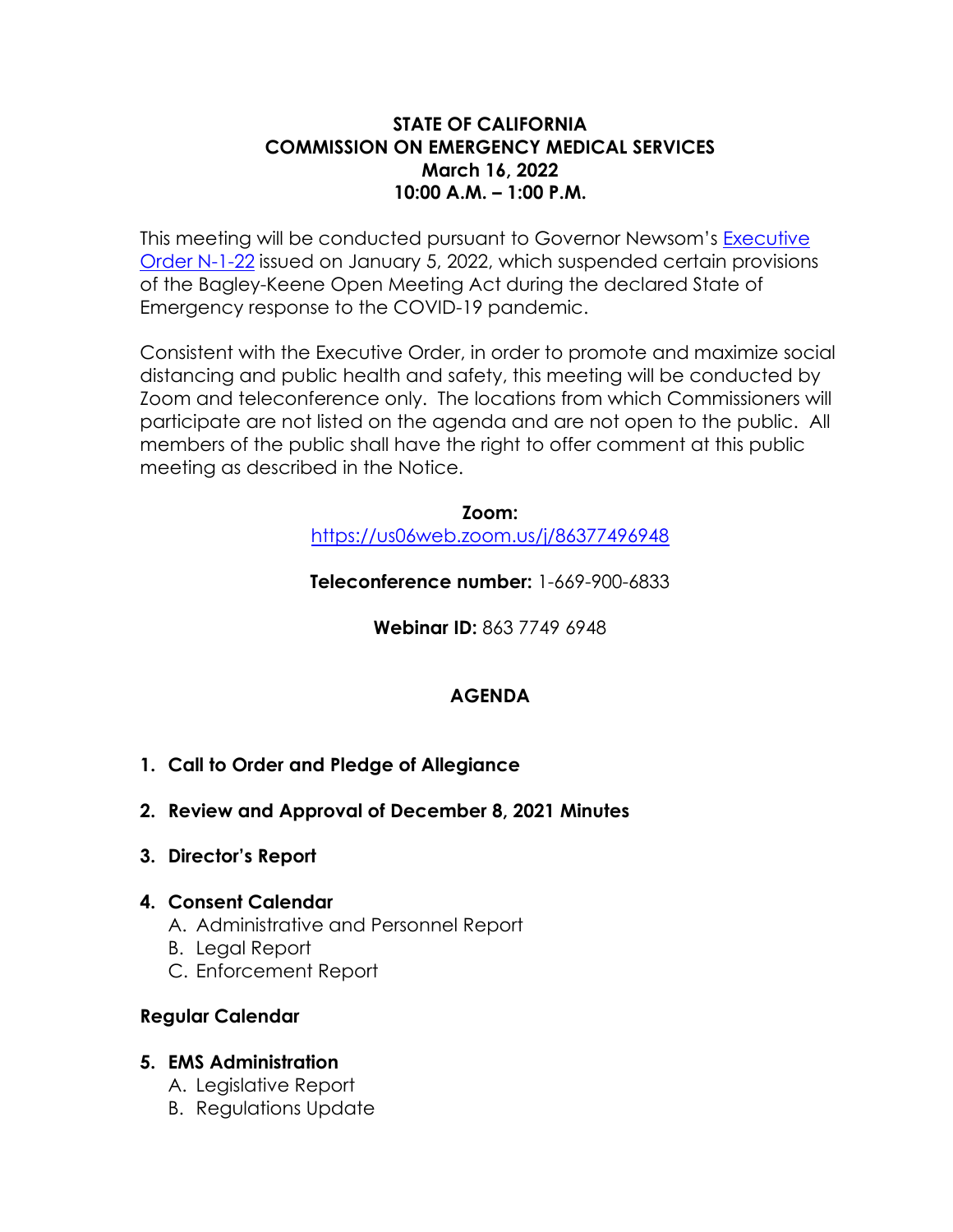# STATE OF CALIFORNIA
# COMMISSION ON EMERGENCY MEDICAL SERVICES
## March 16, 2022
## 10:00 A.M. – 1:00 P.M.

This meeting will be conducted pursuant to Governor Newsom's [Executive Order N-1-22]() issued on January 5, 2022, which suspended certain provisions of the Bagley-Keene Open Meeting Act during the declared State of Emergency response to the COVID-19 pandemic.

Consistent with the Executive Order, in order to promote and maximize social distancing and public health and safety, this meeting will be conducted by Zoom and teleconference only. The locations from which Commissioners will participate are not listed on the agenda and are not open to the public. All members of the public shall have the right to offer comment at this public meeting as described in the Notice.

**Zoom:**
[https://us06web.zoom.us/j/86377496948](https://us06web.zoom.us/j/86377496948)

**Teleconference number:** 1-669-900-6833

**Webinar ID:** 863 7749 6948

## AGENDA

1. **Call to Order and Pledge of Allegiance**

2. **Review and Approval of December 8, 2021 Minutes**

3. **Director's Report**

4. **Consent Calendar**
   A. Administrative and Personnel Report
   B. Legal Report
   C. Enforcement Report

**Regular Calendar**

5. **EMS Administration**
   A. Legislative Report
   B. Regulations Update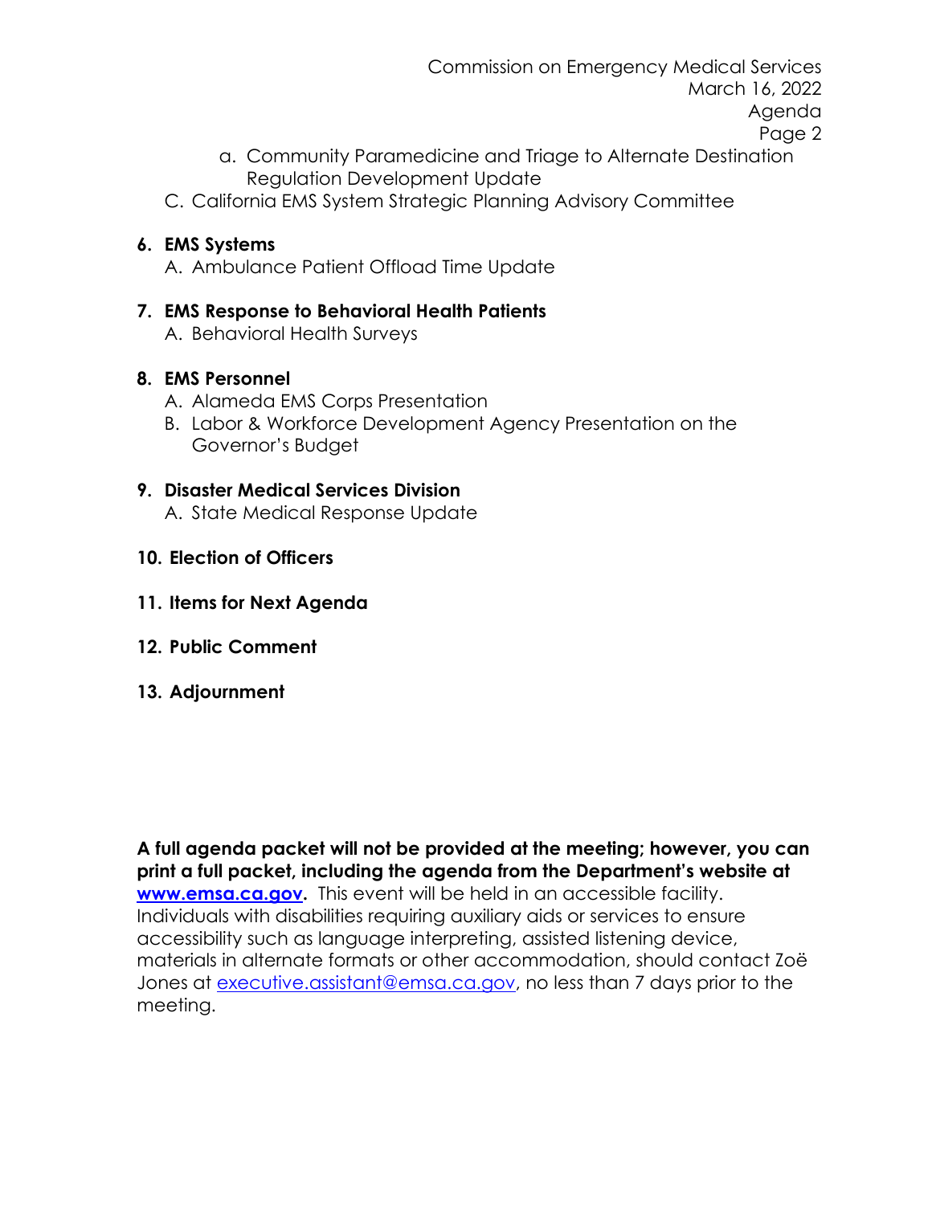a. Community Paramedicine and Triage to Alternate Destination Regulation Development Update

C. California EMS System Strategic Planning Advisory Committee

**6. EMS Systems**

A. Ambulance Patient Offload Time Update

**7. EMS Response to Behavioral Health Patients**

A. Behavioral Health Surveys

**8. EMS Personnel**

A. Alameda EMS Corps Presentation
B. Labor & Workforce Development Agency Presentation on the Governor's Budget

**9. Disaster Medical Services Division**

A. State Medical Response Update

**10. Election of Officers**

**11. Items for Next Agenda**

**12. Public Comment**

**13. Adjournment**

**A full agenda packet will not be provided at the meeting; however, you can print a full packet, including the agenda from the Department's website at [www.emsa.ca.gov](http://www.emsa.ca.gov).** This event will be held in an accessible facility. Individuals with disabilities requiring auxiliary aids or services to ensure accessibility such as language interpreting, assisted listening device, materials in alternate formats or other accommodation, should contact Zoë Jones at [executive.assistant@emsa.ca.gov](mailto:executive.assistant@emsa.ca.gov), no less than 7 days prior to the meeting.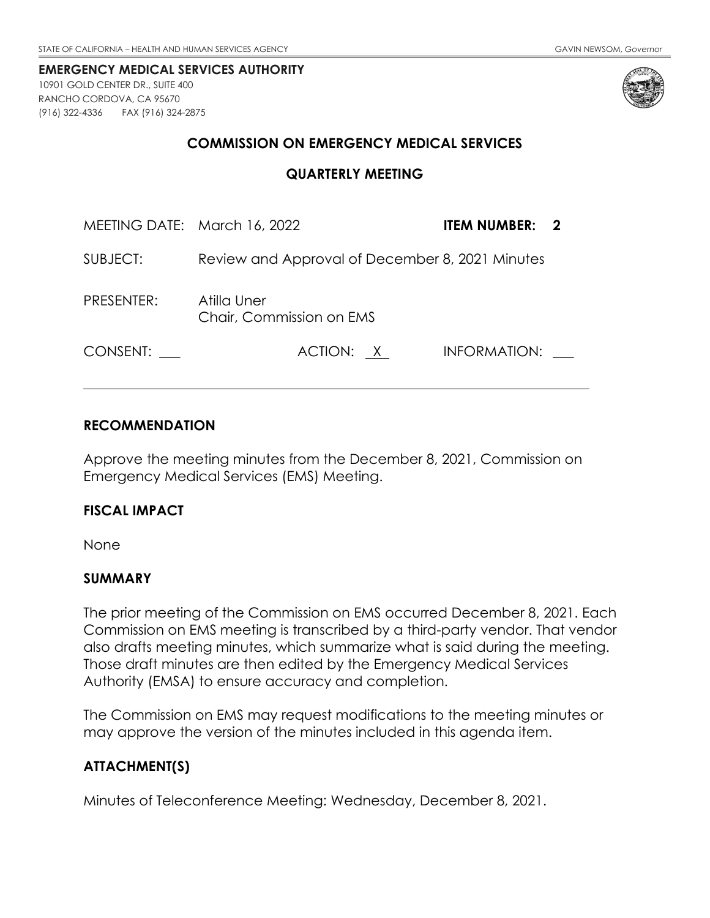STATE OF CALIFORNIA – HEALTH AND HUMAN SERVICES AGENCY GAVIN NEWSOM, *Governor*

**EMERGENCY MEDICAL SERVICES AUTHORITY**
10901 GOLD CENTER DR., SUITE 400
RANCHO CORDOVA, CA 95670
(916) 322-4336 FAX (916) 324-2875

## COMMISSION ON EMERGENCY MEDICAL SERVICES

## QUARTERLY MEETING

MEETING DATE: March 16, 2022 **ITEM NUMBER: 2**

SUBJECT: Review and Approval of December 8, 2021 Minutes

PRESENTER: Atilla Uner
Chair, Commission on EMS

CONSENT: ___ ACTION: X INFORMATION: ___

---

### RECOMMENDATION

Approve the meeting minutes from the December 8, 2021, Commission on Emergency Medical Services (EMS) Meeting.

### FISCAL IMPACT

None

### SUMMARY

The prior meeting of the Commission on EMS occurred December 8, 2021. Each Commission on EMS meeting is transcribed by a third-party vendor. That vendor also drafts meeting minutes, which summarize what is said during the meeting. Those draft minutes are then edited by the Emergency Medical Services Authority (EMSA) to ensure accuracy and completion.

The Commission on EMS may request modifications to the meeting minutes or may approve the version of the minutes included in this agenda item.

### ATTACHMENT(S)

Minutes of Teleconference Meeting: Wednesday, December 8, 2021.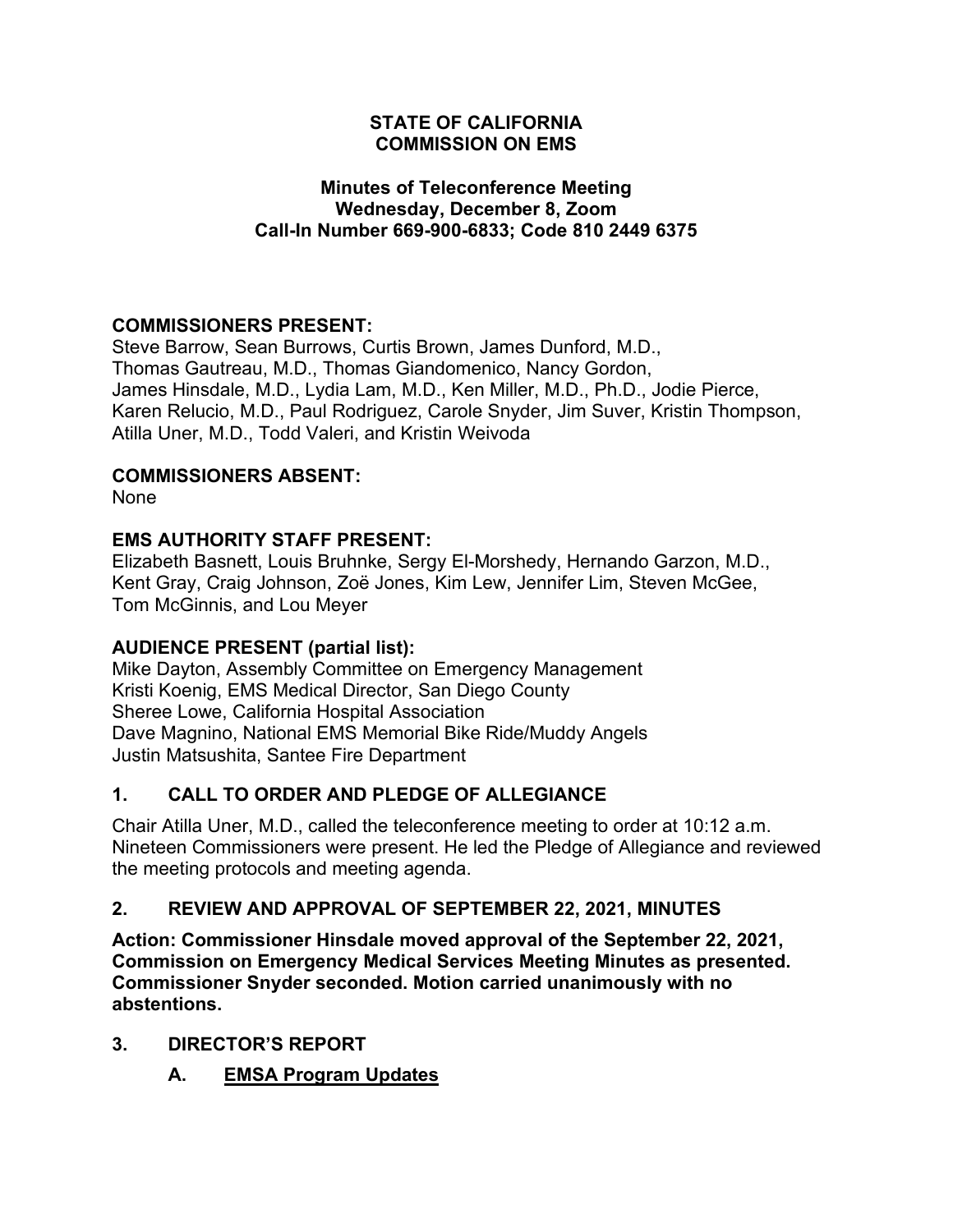**STATE OF CALIFORNIA**
**COMMISSION ON EMS**

**Minutes of Teleconference Meeting**
**Wednesday, December 8, Zoom**
**Call-In Number 669-900-6833; Code 810 2449 6375**

**COMMISSIONERS PRESENT:**
Steve Barrow, Sean Burrows, Curtis Brown, James Dunford, M.D., Thomas Gautreau, M.D., Thomas Giandomenico, Nancy Gordon, James Hinsdale, M.D., Lydia Lam, M.D., Ken Miller, M.D., Ph.D., Jodie Pierce, Karen Relucio, M.D., Paul Rodriguez, Carole Snyder, Jim Suver, Kristin Thompson, Atilla Uner, M.D., Todd Valeri, and Kristin Weivoda

**COMMISSIONERS ABSENT:**
None

**EMS AUTHORITY STAFF PRESENT:**
Elizabeth Basnett, Louis Bruhnke, Sergy El-Morshedy, Hernando Garzon, M.D., Kent Gray, Craig Johnson, Zoë Jones, Kim Lew, Jennifer Lim, Steven McGee, Tom McGinnis, and Lou Meyer

**AUDIENCE PRESENT (partial list):**
Mike Dayton, Assembly Committee on Emergency Management
Kristi Koenig, EMS Medical Director, San Diego County
Sheree Lowe, California Hospital Association
Dave Magnino, National EMS Memorial Bike Ride/Muddy Angels
Justin Matsushita, Santee Fire Department

## 1. CALL TO ORDER AND PLEDGE OF ALLEGIANCE

Chair Atilla Uner, M.D., called the teleconference meeting to order at 10:12 a.m. Nineteen Commissioners were present. He led the Pledge of Allegiance and reviewed the meeting protocols and meeting agenda.

## 2. REVIEW AND APPROVAL OF SEPTEMBER 22, 2021, MINUTES

**Action: Commissioner Hinsdale moved approval of the September 22, 2021, Commission on Emergency Medical Services Meeting Minutes as presented. Commissioner Snyder seconded. Motion carried unanimously with no abstentions.**

## 3. DIRECTOR'S REPORT

### A. EMSA Program Updates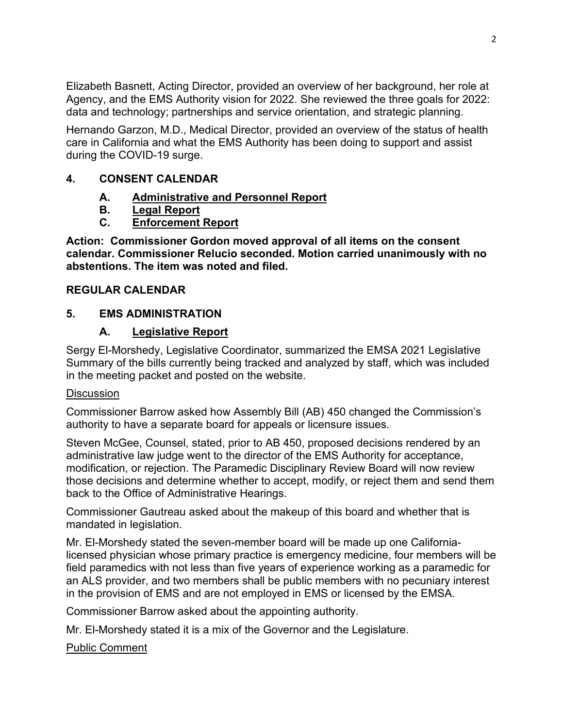Elizabeth Basnett, Acting Director, provided an overview of her background, her role at Agency, and the EMS Authority vision for 2022. She reviewed the three goals for 2022: data and technology; partnerships and service orientation, and strategic planning.

Hernando Garzon, M.D., Medical Director, provided an overview of the status of health care in California and what the EMS Authority has been doing to support and assist during the COVID-19 surge.

## 4. CONSENT CALENDAR

### A. Administrative and Personnel Report
### B. Legal Report
### C. Enforcement Report

**Action: Commissioner Gordon moved approval of all items on the consent calendar. Commissioner Relucio seconded. Motion carried unanimously with no abstentions. The item was noted and filed.**

## REGULAR CALENDAR

## 5. EMS ADMINISTRATION

### A. Legislative Report

Sergy El-Morshedy, Legislative Coordinator, summarized the EMSA 2021 Legislative Summary of the bills currently being tracked and analyzed by staff, which was included in the meeting packet and posted on the website.

Discussion

Commissioner Barrow asked how Assembly Bill (AB) 450 changed the Commission's authority to have a separate board for appeals or licensure issues.

Steven McGee, Counsel, stated, prior to AB 450, proposed decisions rendered by an administrative law judge went to the director of the EMS Authority for acceptance, modification, or rejection. The Paramedic Disciplinary Review Board will now review those decisions and determine whether to accept, modify, or reject them and send them back to the Office of Administrative Hearings.

Commissioner Gautreau asked about the makeup of this board and whether that is mandated in legislation.

Mr. El-Morshedy stated the seven-member board will be made up one California-licensed physician whose primary practice is emergency medicine, four members will be field paramedics with not less than five years of experience working as a paramedic for an ALS provider, and two members shall be public members with no pecuniary interest in the provision of EMS and are not employed in EMS or licensed by the EMSA.

Commissioner Barrow asked about the appointing authority.

Mr. El-Morshedy stated it is a mix of the Governor and the Legislature.

Public Comment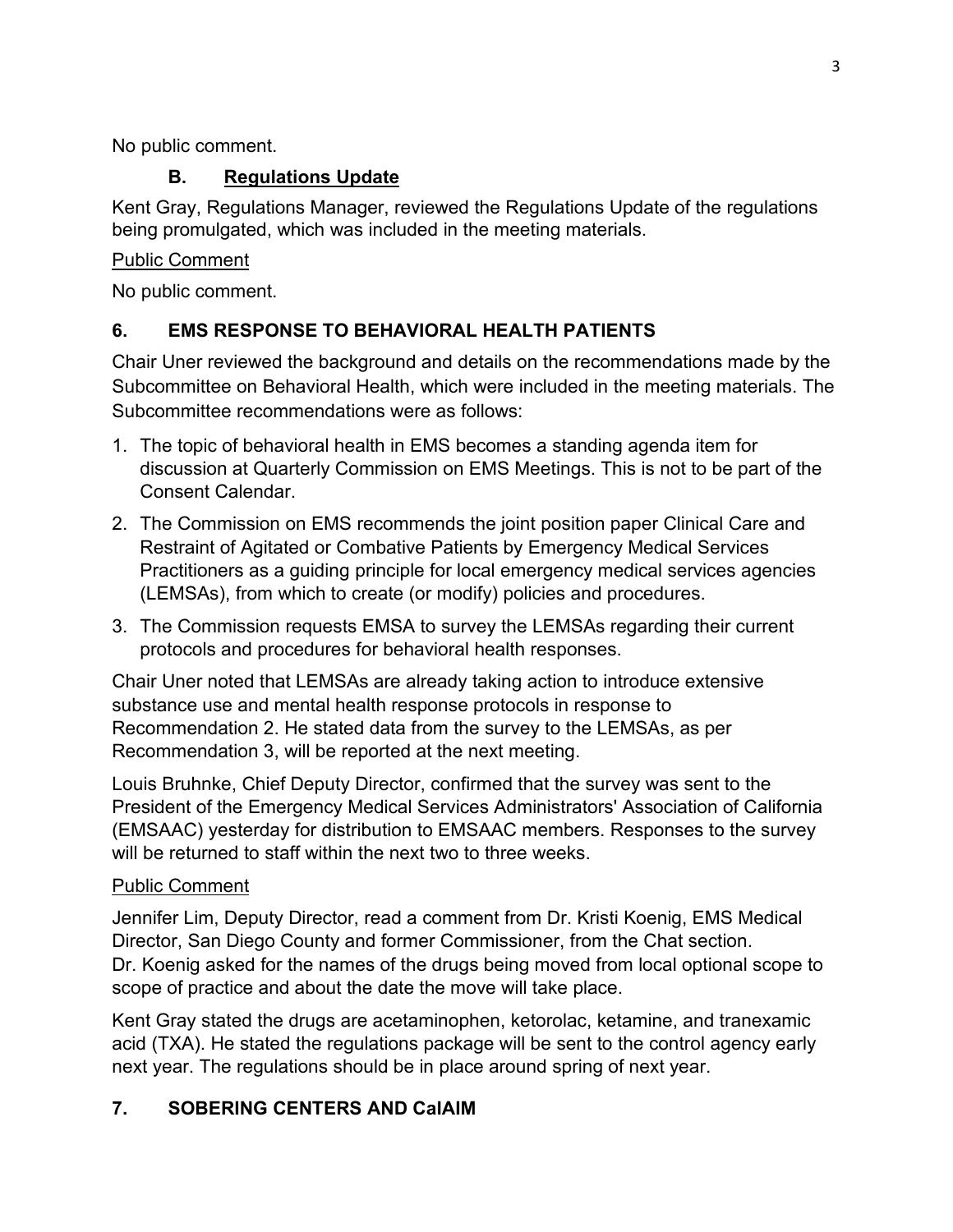No public comment.

### B. Regulations Update

Kent Gray, Regulations Manager, reviewed the Regulations Update of the regulations being promulgated, which was included in the meeting materials.

Public Comment

No public comment.

## 6. EMS RESPONSE TO BEHAVIORAL HEALTH PATIENTS

Chair Uner reviewed the background and details on the recommendations made by the Subcommittee on Behavioral Health, which were included in the meeting materials. The Subcommittee recommendations were as follows:

1. The topic of behavioral health in EMS becomes a standing agenda item for discussion at Quarterly Commission on EMS Meetings. This is not to be part of the Consent Calendar.
2. The Commission on EMS recommends the joint position paper Clinical Care and Restraint of Agitated or Combative Patients by Emergency Medical Services Practitioners as a guiding principle for local emergency medical services agencies (LEMSAs), from which to create (or modify) policies and procedures.
3. The Commission requests EMSA to survey the LEMSAs regarding their current protocols and procedures for behavioral health responses.

Chair Uner noted that LEMSAs are already taking action to introduce extensive substance use and mental health response protocols in response to Recommendation 2. He stated data from the survey to the LEMSAs, as per Recommendation 3, will be reported at the next meeting.

Louis Bruhnke, Chief Deputy Director, confirmed that the survey was sent to the President of the Emergency Medical Services Administrators' Association of California (EMSAAC) yesterday for distribution to EMSAAC members. Responses to the survey will be returned to staff within the next two to three weeks.

Public Comment

Jennifer Lim, Deputy Director, read a comment from Dr. Kristi Koenig, EMS Medical Director, San Diego County and former Commissioner, from the Chat section. Dr. Koenig asked for the names of the drugs being moved from local optional scope to scope of practice and about the date the move will take place.

Kent Gray stated the drugs are acetaminophen, ketorolac, ketamine, and tranexamic acid (TXA). He stated the regulations package will be sent to the control agency early next year. The regulations should be in place around spring of next year.

## 7. SOBERING CENTERS AND CalAIM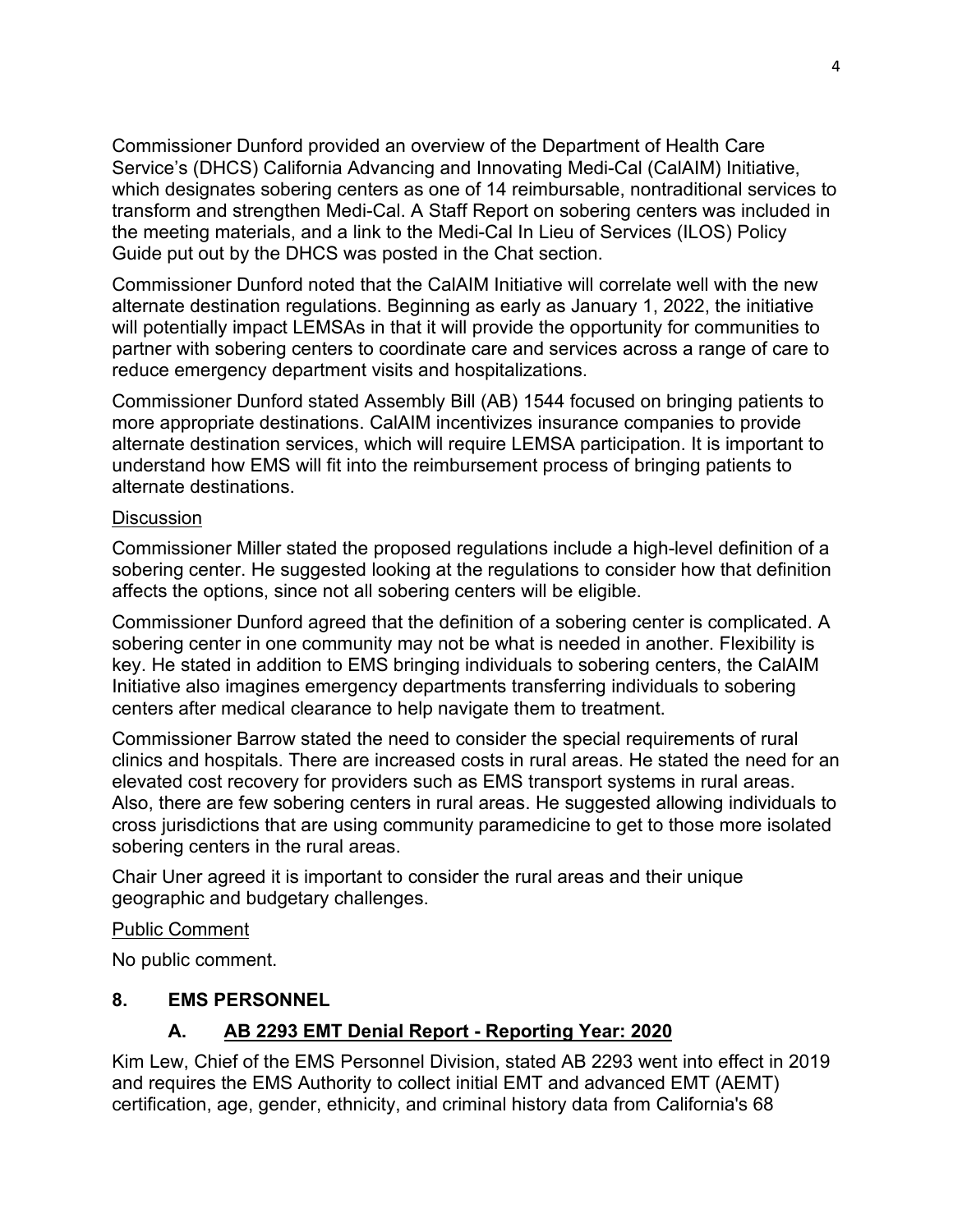Commissioner Dunford provided an overview of the Department of Health Care Service's (DHCS) California Advancing and Innovating Medi-Cal (CalAIM) Initiative, which designates sobering centers as one of 14 reimbursable, nontraditional services to transform and strengthen Medi-Cal. A Staff Report on sobering centers was included in the meeting materials, and a link to the Medi-Cal In Lieu of Services (ILOS) Policy Guide put out by the DHCS was posted in the Chat section.

Commissioner Dunford noted that the CalAIM Initiative will correlate well with the new alternate destination regulations. Beginning as early as January 1, 2022, the initiative will potentially impact LEMSAs in that it will provide the opportunity for communities to partner with sobering centers to coordinate care and services across a range of care to reduce emergency department visits and hospitalizations.

Commissioner Dunford stated Assembly Bill (AB) 1544 focused on bringing patients to more appropriate destinations. CalAIM incentivizes insurance companies to provide alternate destination services, which will require LEMSA participation. It is important to understand how EMS will fit into the reimbursement process of bringing patients to alternate destinations.

<u>Discussion</u>

Commissioner Miller stated the proposed regulations include a high-level definition of a sobering center. He suggested looking at the regulations to consider how that definition affects the options, since not all sobering centers will be eligible.

Commissioner Dunford agreed that the definition of a sobering center is complicated. A sobering center in one community may not be what is needed in another. Flexibility is key. He stated in addition to EMS bringing individuals to sobering centers, the CalAIM Initiative also imagines emergency departments transferring individuals to sobering centers after medical clearance to help navigate them to treatment.

Commissioner Barrow stated the need to consider the special requirements of rural clinics and hospitals. There are increased costs in rural areas. He stated the need for an elevated cost recovery for providers such as EMS transport systems in rural areas. Also, there are few sobering centers in rural areas. He suggested allowing individuals to cross jurisdictions that are using community paramedicine to get to those more isolated sobering centers in the rural areas.

Chair Uner agreed it is important to consider the rural areas and their unique geographic and budgetary challenges.

<u>Public Comment</u>

No public comment.

## 8. EMS PERSONNEL

### A. <u>AB 2293 EMT Denial Report - Reporting Year: 2020</u>

Kim Lew, Chief of the EMS Personnel Division, stated AB 2293 went into effect in 2019 and requires the EMS Authority to collect initial EMT and advanced EMT (AEMT) certification, age, gender, ethnicity, and criminal history data from California's 68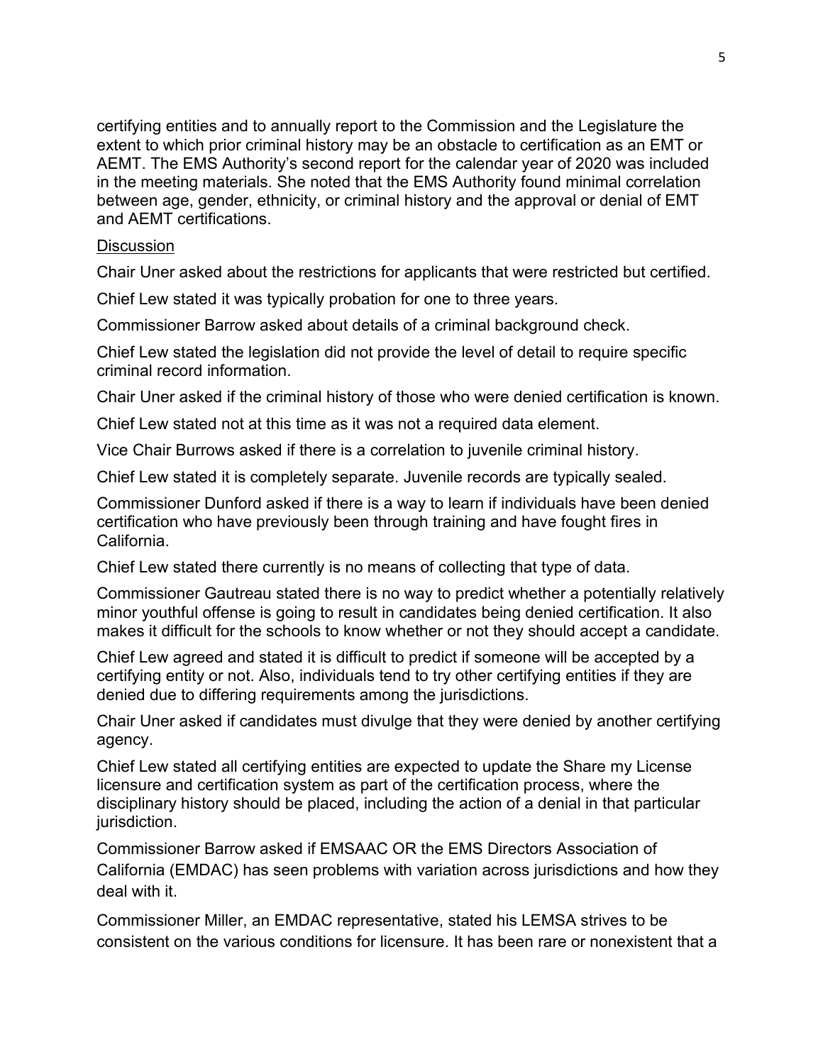certifying entities and to annually report to the Commission and the Legislature the extent to which prior criminal history may be an obstacle to certification as an EMT or AEMT. The EMS Authority's second report for the calendar year of 2020 was included in the meeting materials. She noted that the EMS Authority found minimal correlation between age, gender, ethnicity, or criminal history and the approval or denial of EMT and AEMT certifications.

<u>Discussion</u>

Chair Uner asked about the restrictions for applicants that were restricted but certified.

Chief Lew stated it was typically probation for one to three years.

Commissioner Barrow asked about details of a criminal background check.

Chief Lew stated the legislation did not provide the level of detail to require specific criminal record information.

Chair Uner asked if the criminal history of those who were denied certification is known.

Chief Lew stated not at this time as it was not a required data element.

Vice Chair Burrows asked if there is a correlation to juvenile criminal history.

Chief Lew stated it is completely separate. Juvenile records are typically sealed.

Commissioner Dunford asked if there is a way to learn if individuals have been denied certification who have previously been through training and have fought fires in California.

Chief Lew stated there currently is no means of collecting that type of data.

Commissioner Gautreau stated there is no way to predict whether a potentially relatively minor youthful offense is going to result in candidates being denied certification. It also makes it difficult for the schools to know whether or not they should accept a candidate.

Chief Lew agreed and stated it is difficult to predict if someone will be accepted by a certifying entity or not. Also, individuals tend to try other certifying entities if they are denied due to differing requirements among the jurisdictions.

Chair Uner asked if candidates must divulge that they were denied by another certifying agency.

Chief Lew stated all certifying entities are expected to update the Share my License licensure and certification system as part of the certification process, where the disciplinary history should be placed, including the action of a denial in that particular jurisdiction.

Commissioner Barrow asked if EMSAAC OR the EMS Directors Association of California (EMDAC) has seen problems with variation across jurisdictions and how they deal with it.

Commissioner Miller, an EMDAC representative, stated his LEMSA strives to be consistent on the various conditions for licensure. It has been rare or nonexistent that a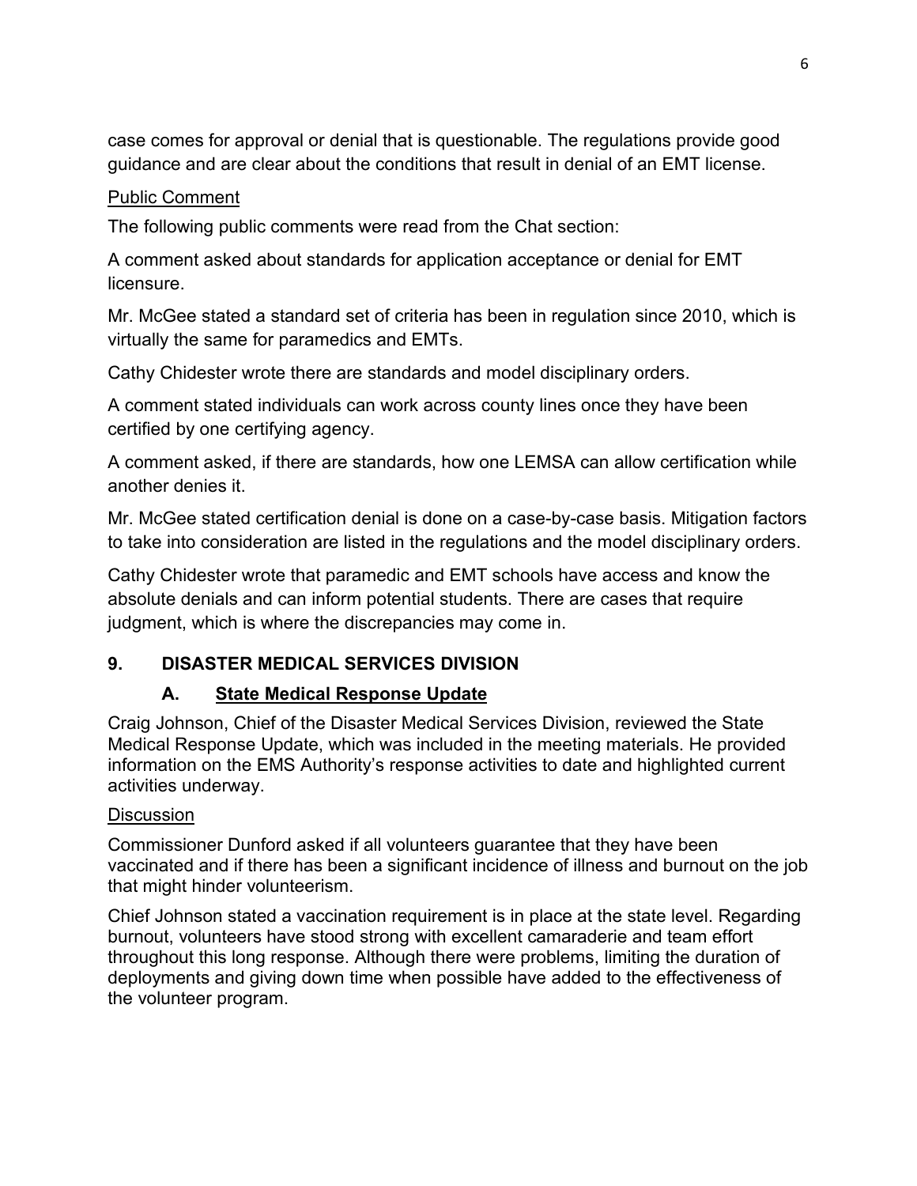case comes for approval or denial that is questionable. The regulations provide good guidance and are clear about the conditions that result in denial of an EMT license.

Public Comment

The following public comments were read from the Chat section:

A comment asked about standards for application acceptance or denial for EMT licensure.

Mr. McGee stated a standard set of criteria has been in regulation since 2010, which is virtually the same for paramedics and EMTs.

Cathy Chidester wrote there are standards and model disciplinary orders.

A comment stated individuals can work across county lines once they have been certified by one certifying agency.

A comment asked, if there are standards, how one LEMSA can allow certification while another denies it.

Mr. McGee stated certification denial is done on a case-by-case basis. Mitigation factors to take into consideration are listed in the regulations and the model disciplinary orders.

Cathy Chidester wrote that paramedic and EMT schools have access and know the absolute denials and can inform potential students. There are cases that require judgment, which is where the discrepancies may come in.

## 9. DISASTER MEDICAL SERVICES DIVISION

### A. State Medical Response Update

Craig Johnson, Chief of the Disaster Medical Services Division, reviewed the State Medical Response Update, which was included in the meeting materials. He provided information on the EMS Authority's response activities to date and highlighted current activities underway.

Discussion

Commissioner Dunford asked if all volunteers guarantee that they have been vaccinated and if there has been a significant incidence of illness and burnout on the job that might hinder volunteerism.

Chief Johnson stated a vaccination requirement is in place at the state level. Regarding burnout, volunteers have stood strong with excellent camaraderie and team effort throughout this long response. Although there were problems, limiting the duration of deployments and giving down time when possible have added to the effectiveness of the volunteer program.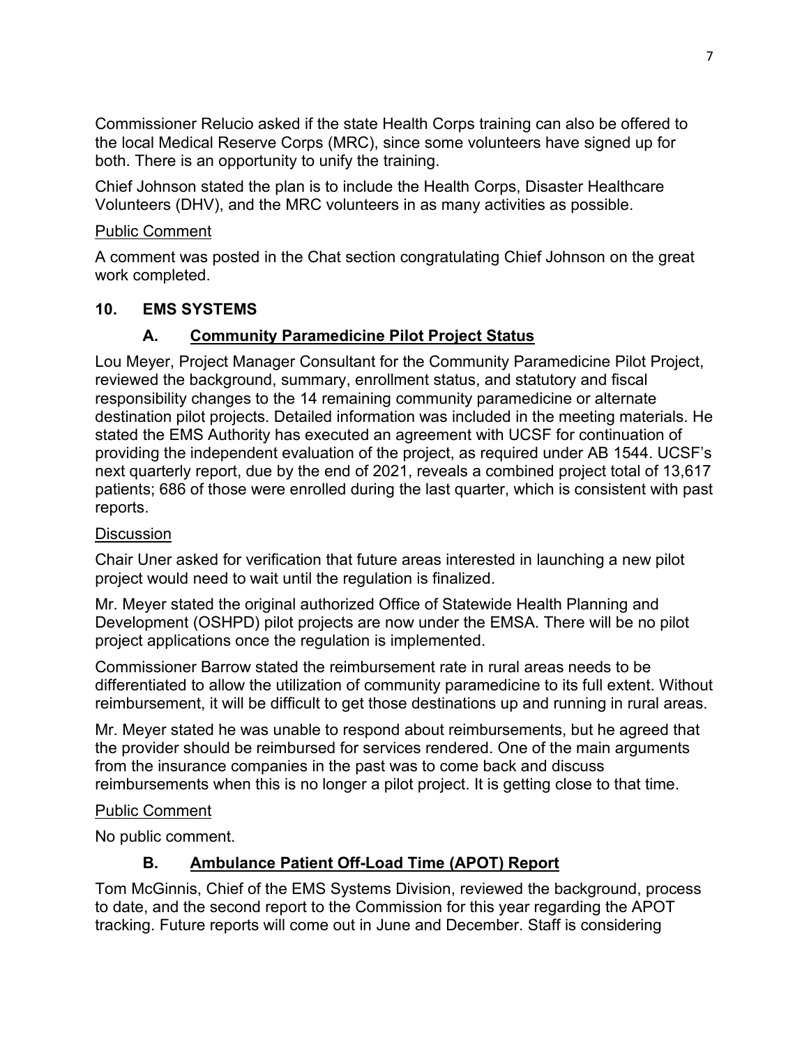Commissioner Relucio asked if the state Health Corps training can also be offered to the local Medical Reserve Corps (MRC), since some volunteers have signed up for both. There is an opportunity to unify the training.

Chief Johnson stated the plan is to include the Health Corps, Disaster Healthcare Volunteers (DHV), and the MRC volunteers in as many activities as possible.

Public Comment

A comment was posted in the Chat section congratulating Chief Johnson on the great work completed.

## 10. EMS SYSTEMS

### A. Community Paramedicine Pilot Project Status

Lou Meyer, Project Manager Consultant for the Community Paramedicine Pilot Project, reviewed the background, summary, enrollment status, and statutory and fiscal responsibility changes to the 14 remaining community paramedicine or alternate destination pilot projects. Detailed information was included in the meeting materials. He stated the EMS Authority has executed an agreement with UCSF for continuation of providing the independent evaluation of the project, as required under AB 1544. UCSF's next quarterly report, due by the end of 2021, reveals a combined project total of 13,617 patients; 686 of those were enrolled during the last quarter, which is consistent with past reports.

Discussion

Chair Uner asked for verification that future areas interested in launching a new pilot project would need to wait until the regulation is finalized.

Mr. Meyer stated the original authorized Office of Statewide Health Planning and Development (OSHPD) pilot projects are now under the EMSA. There will be no pilot project applications once the regulation is implemented.

Commissioner Barrow stated the reimbursement rate in rural areas needs to be differentiated to allow the utilization of community paramedicine to its full extent. Without reimbursement, it will be difficult to get those destinations up and running in rural areas.

Mr. Meyer stated he was unable to respond about reimbursements, but he agreed that the provider should be reimbursed for services rendered. One of the main arguments from the insurance companies in the past was to come back and discuss reimbursements when this is no longer a pilot project. It is getting close to that time.

Public Comment

No public comment.

### B. Ambulance Patient Off-Load Time (APOT) Report

Tom McGinnis, Chief of the EMS Systems Division, reviewed the background, process to date, and the second report to the Commission for this year regarding the APOT tracking. Future reports will come out in June and December. Staff is considering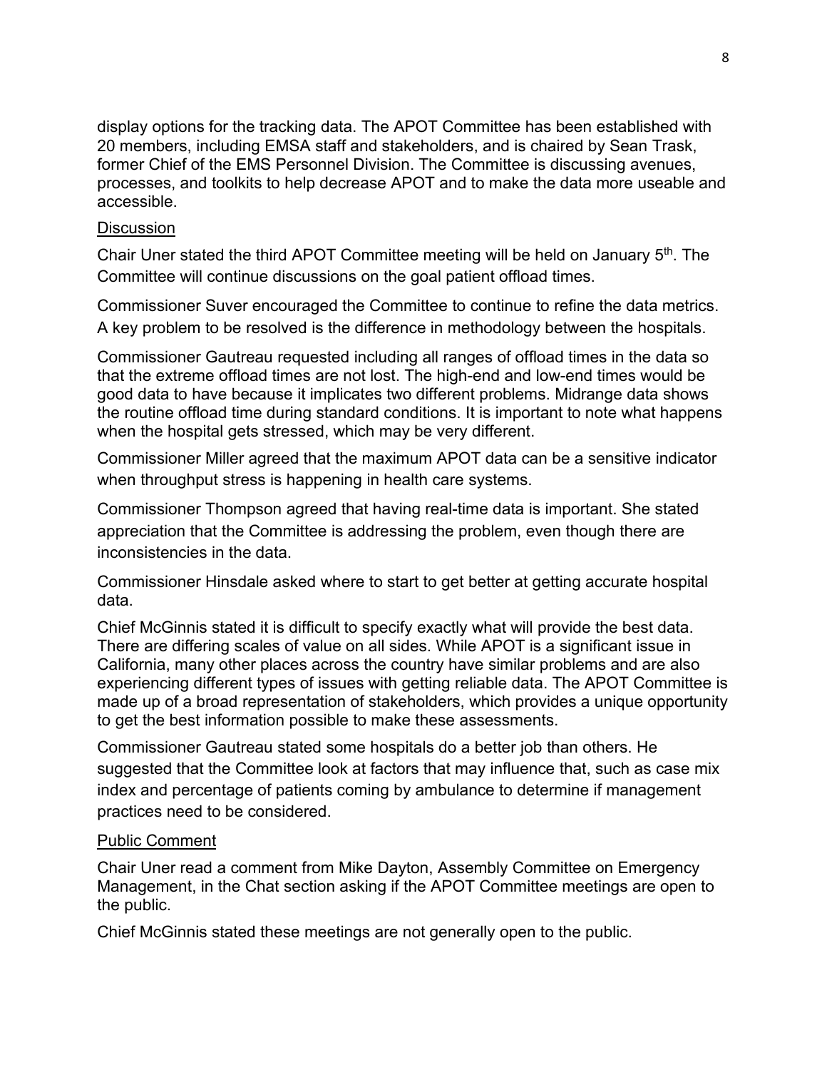display options for the tracking data. The APOT Committee has been established with 20 members, including EMSA staff and stakeholders, and is chaired by Sean Trask, former Chief of the EMS Personnel Division. The Committee is discussing avenues, processes, and toolkits to help decrease APOT and to make the data more useable and accessible.

Discussion

Chair Uner stated the third APOT Committee meeting will be held on January 5th. The Committee will continue discussions on the goal patient offload times.

Commissioner Suver encouraged the Committee to continue to refine the data metrics. A key problem to be resolved is the difference in methodology between the hospitals.

Commissioner Gautreau requested including all ranges of offload times in the data so that the extreme offload times are not lost. The high-end and low-end times would be good data to have because it implicates two different problems. Midrange data shows the routine offload time during standard conditions. It is important to note what happens when the hospital gets stressed, which may be very different.

Commissioner Miller agreed that the maximum APOT data can be a sensitive indicator when throughput stress is happening in health care systems.

Commissioner Thompson agreed that having real-time data is important. She stated appreciation that the Committee is addressing the problem, even though there are inconsistencies in the data.

Commissioner Hinsdale asked where to start to get better at getting accurate hospital data.

Chief McGinnis stated it is difficult to specify exactly what will provide the best data. There are differing scales of value on all sides. While APOT is a significant issue in California, many other places across the country have similar problems and are also experiencing different types of issues with getting reliable data. The APOT Committee is made up of a broad representation of stakeholders, which provides a unique opportunity to get the best information possible to make these assessments.

Commissioner Gautreau stated some hospitals do a better job than others. He suggested that the Committee look at factors that may influence that, such as case mix index and percentage of patients coming by ambulance to determine if management practices need to be considered.

Public Comment

Chair Uner read a comment from Mike Dayton, Assembly Committee on Emergency Management, in the Chat section asking if the APOT Committee meetings are open to the public.

Chief McGinnis stated these meetings are not generally open to the public.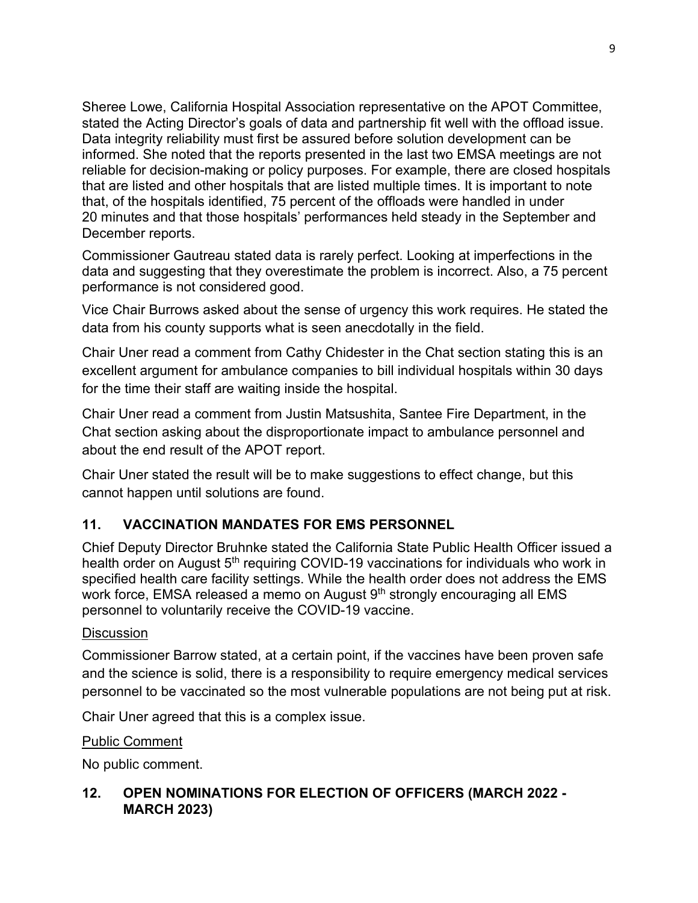Sheree Lowe, California Hospital Association representative on the APOT Committee, stated the Acting Director's goals of data and partnership fit well with the offload issue. Data integrity reliability must first be assured before solution development can be informed. She noted that the reports presented in the last two EMSA meetings are not reliable for decision-making or policy purposes. For example, there are closed hospitals that are listed and other hospitals that are listed multiple times. It is important to note that, of the hospitals identified, 75 percent of the offloads were handled in under 20 minutes and that those hospitals' performances held steady in the September and December reports.

Commissioner Gautreau stated data is rarely perfect. Looking at imperfections in the data and suggesting that they overestimate the problem is incorrect. Also, a 75 percent performance is not considered good.

Vice Chair Burrows asked about the sense of urgency this work requires. He stated the data from his county supports what is seen anecdotally in the field.

Chair Uner read a comment from Cathy Chidester in the Chat section stating this is an excellent argument for ambulance companies to bill individual hospitals within 30 days for the time their staff are waiting inside the hospital.

Chair Uner read a comment from Justin Matsushita, Santee Fire Department, in the Chat section asking about the disproportionate impact to ambulance personnel and about the end result of the APOT report.

Chair Uner stated the result will be to make suggestions to effect change, but this cannot happen until solutions are found.

## 11. VACCINATION MANDATES FOR EMS PERSONNEL

Chief Deputy Director Bruhnke stated the California State Public Health Officer issued a health order on August 5th requiring COVID-19 vaccinations for individuals who work in specified health care facility settings. While the health order does not address the EMS work force, EMSA released a memo on August 9th strongly encouraging all EMS personnel to voluntarily receive the COVID-19 vaccine.

<u>Discussion</u>

Commissioner Barrow stated, at a certain point, if the vaccines have been proven safe and the science is solid, there is a responsibility to require emergency medical services personnel to be vaccinated so the most vulnerable populations are not being put at risk.

Chair Uner agreed that this is a complex issue.

<u>Public Comment</u>

No public comment.

## 12. OPEN NOMINATIONS FOR ELECTION OF OFFICERS (MARCH 2022 - MARCH 2023)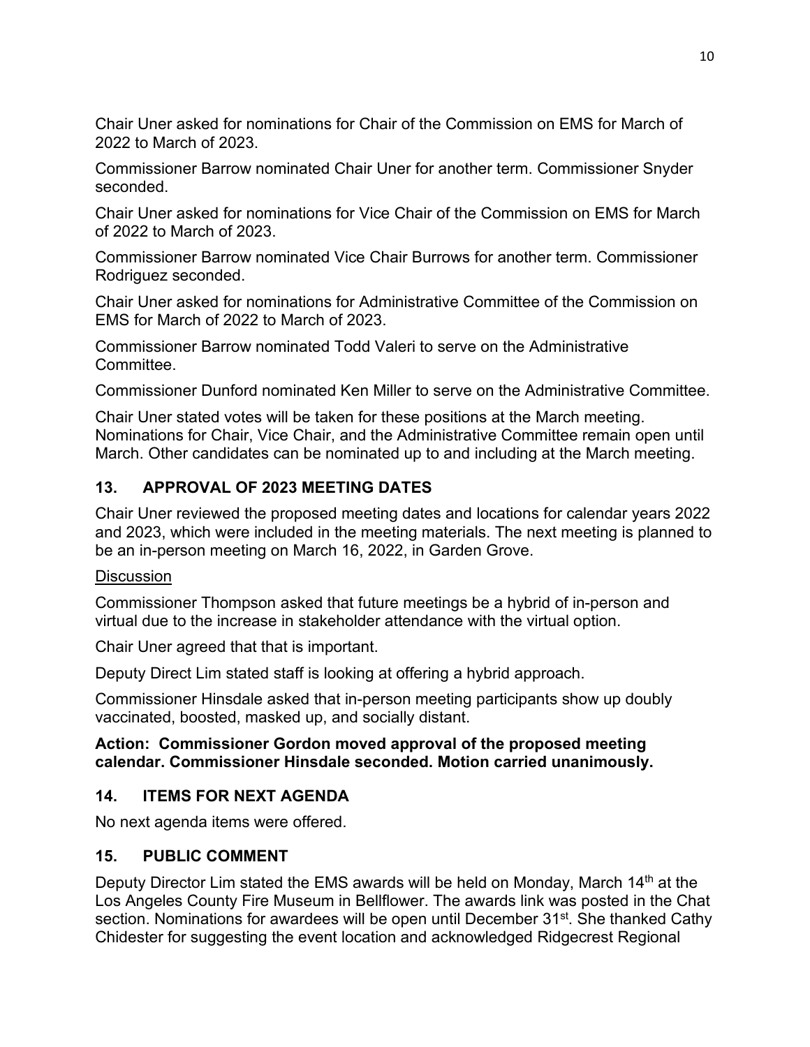Chair Uner asked for nominations for Chair of the Commission on EMS for March of 2022 to March of 2023.

Commissioner Barrow nominated Chair Uner for another term. Commissioner Snyder seconded.

Chair Uner asked for nominations for Vice Chair of the Commission on EMS for March of 2022 to March of 2023.

Commissioner Barrow nominated Vice Chair Burrows for another term. Commissioner Rodriguez seconded.

Chair Uner asked for nominations for Administrative Committee of the Commission on EMS for March of 2022 to March of 2023.

Commissioner Barrow nominated Todd Valeri to serve on the Administrative Committee.

Commissioner Dunford nominated Ken Miller to serve on the Administrative Committee.

Chair Uner stated votes will be taken for these positions at the March meeting. Nominations for Chair, Vice Chair, and the Administrative Committee remain open until March. Other candidates can be nominated up to and including at the March meeting.

## 13. APPROVAL OF 2023 MEETING DATES

Chair Uner reviewed the proposed meeting dates and locations for calendar years 2022 and 2023, which were included in the meeting materials. The next meeting is planned to be an in-person meeting on March 16, 2022, in Garden Grove.

Discussion

Commissioner Thompson asked that future meetings be a hybrid of in-person and virtual due to the increase in stakeholder attendance with the virtual option.

Chair Uner agreed that that is important.

Deputy Direct Lim stated staff is looking at offering a hybrid approach.

Commissioner Hinsdale asked that in-person meeting participants show up doubly vaccinated, boosted, masked up, and socially distant.

**Action: Commissioner Gordon moved approval of the proposed meeting calendar. Commissioner Hinsdale seconded. Motion carried unanimously.**

## 14. ITEMS FOR NEXT AGENDA

No next agenda items were offered.

## 15. PUBLIC COMMENT

Deputy Director Lim stated the EMS awards will be held on Monday, March 14th at the Los Angeles County Fire Museum in Bellflower. The awards link was posted in the Chat section. Nominations for awardees will be open until December 31st. She thanked Cathy Chidester for suggesting the event location and acknowledged Ridgecrest Regional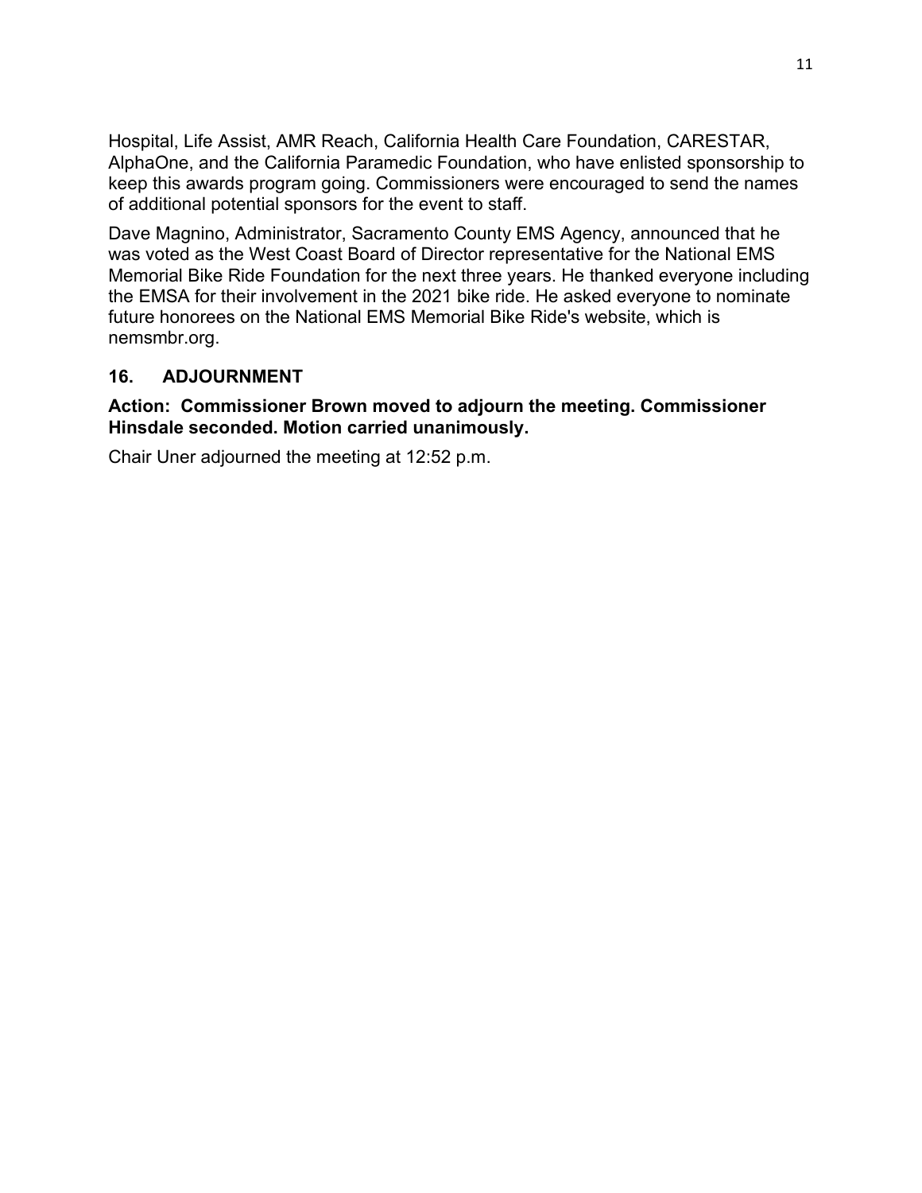Hospital, Life Assist, AMR Reach, California Health Care Foundation, CARESTAR, AlphaOne, and the California Paramedic Foundation, who have enlisted sponsorship to keep this awards program going. Commissioners were encouraged to send the names of additional potential sponsors for the event to staff.

Dave Magnino, Administrator, Sacramento County EMS Agency, announced that he was voted as the West Coast Board of Director representative for the National EMS Memorial Bike Ride Foundation for the next three years. He thanked everyone including the EMSA for their involvement in the 2021 bike ride. He asked everyone to nominate future honorees on the National EMS Memorial Bike Ride's website, which is nemsmbr.org.

## 16. ADJOURNMENT

**Action: Commissioner Brown moved to adjourn the meeting. Commissioner Hinsdale seconded. Motion carried unanimously.**

Chair Uner adjourned the meeting at 12:52 p.m.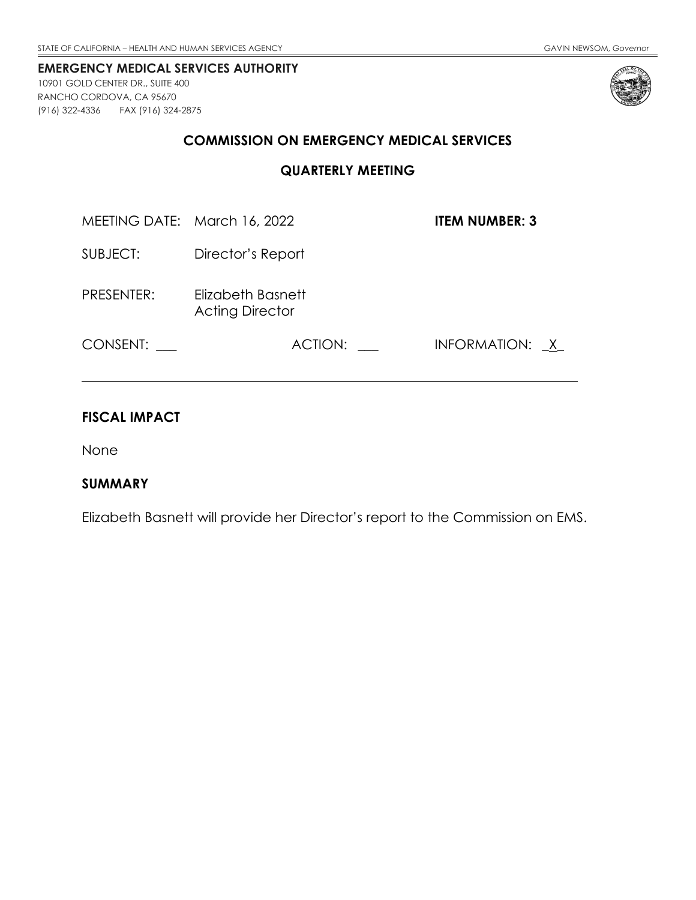STATE OF CALIFORNIA – HEALTH AND HUMAN SERVICES AGENCY GAVIN NEWSOM, *Governor*

**EMERGENCY MEDICAL SERVICES AUTHORITY**
10901 GOLD CENTER DR., SUITE 400
RANCHO CORDOVA, CA 95670
(916) 322-4336 FAX (916) 324-2875

## COMMISSION ON EMERGENCY MEDICAL SERVICES

## QUARTERLY MEETING

MEETING DATE: March 16, 2022 **ITEM NUMBER: 3**

SUBJECT: Director's Report

PRESENTER: Elizabeth Basnett
Acting Director

CONSENT: ___ ACTION: ___ INFORMATION: _X_

---

**FISCAL IMPACT**

None

**SUMMARY**

Elizabeth Basnett will provide her Director's report to the Commission on EMS.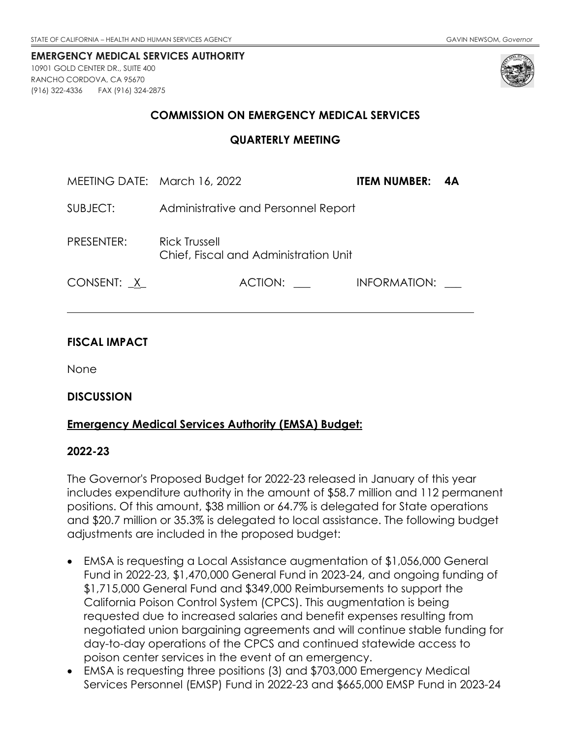STATE OF CALIFORNIA – HEALTH AND HUMAN SERVICES AGENCY GAVIN NEWSOM, *Governor*

**EMERGENCY MEDICAL SERVICES AUTHORITY**
10901 GOLD CENTER DR., SUITE 400
RANCHO CORDOVA, CA 95670
(916) 322-4336 FAX (916) 324-2875

## COMMISSION ON EMERGENCY MEDICAL SERVICES

## QUARTERLY MEETING

MEETING DATE: March 16, 2022 **ITEM NUMBER: 4A**

SUBJECT: Administrative and Personnel Report

PRESENTER: Rick Trussell
Chief, Fiscal and Administration Unit

CONSENT: _X_ ACTION: ___ INFORMATION: ___

---

### FISCAL IMPACT

None

### DISCUSSION

**Emergency Medical Services Authority (EMSA) Budget:**

**2022-23**

The Governor's Proposed Budget for 2022-23 released in January of this year includes expenditure authority in the amount of $58.7 million and 112 permanent positions. Of this amount, $38 million or 64.7% is delegated for State operations and $20.7 million or 35.3% is delegated to local assistance. The following budget adjustments are included in the proposed budget:

- EMSA is requesting a Local Assistance augmentation of $1,056,000 General Fund in 2022-23, $1,470,000 General Fund in 2023-24, and ongoing funding of $1,715,000 General Fund and $349,000 Reimbursements to support the California Poison Control System (CPCS). This augmentation is being requested due to increased salaries and benefit expenses resulting from negotiated union bargaining agreements and will continue stable funding for day-to-day operations of the CPCS and continued statewide access to poison center services in the event of an emergency.
- EMSA is requesting three positions (3) and $703,000 Emergency Medical Services Personnel (EMSP) Fund in 2022-23 and $665,000 EMSP Fund in 2023-24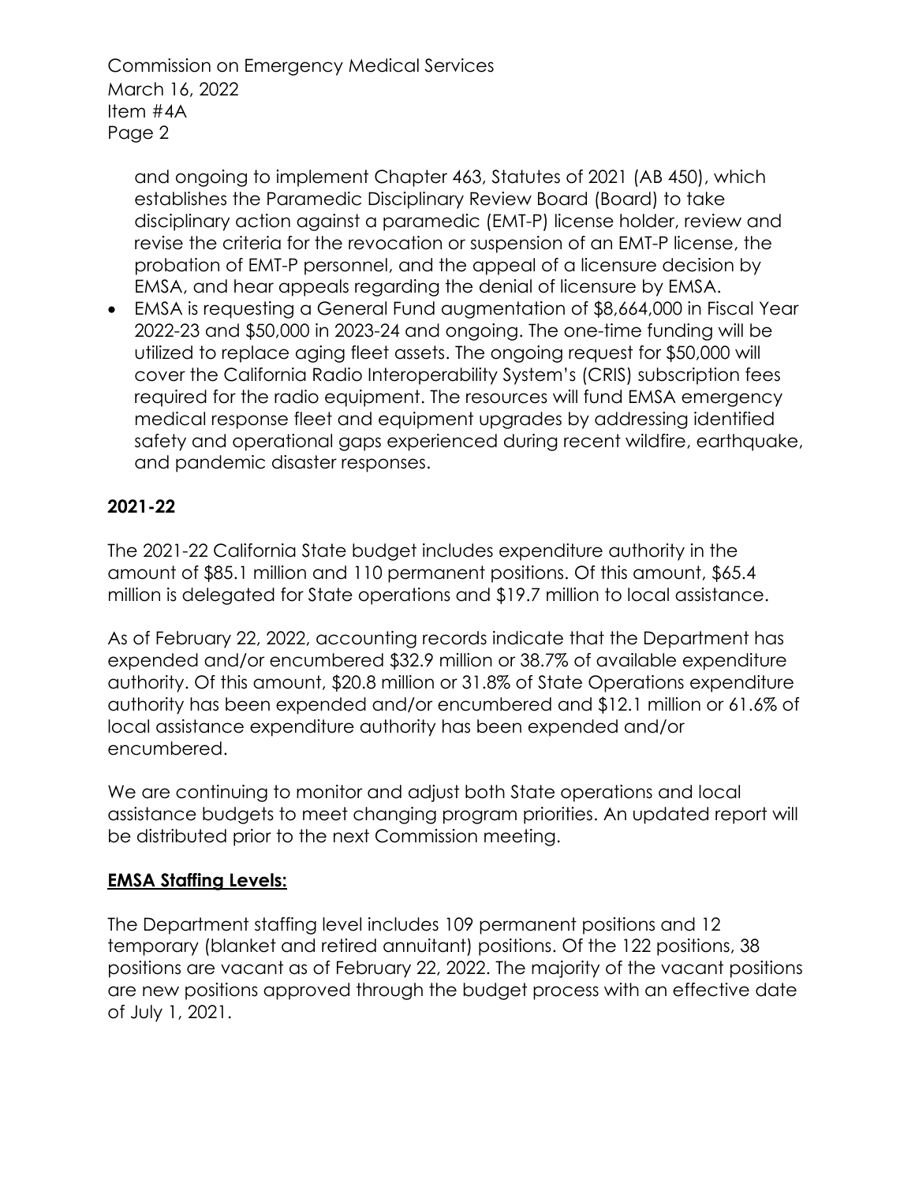and ongoing to implement Chapter 463, Statutes of 2021 (AB 450), which establishes the Paramedic Disciplinary Review Board (Board) to take disciplinary action against a paramedic (EMT-P) license holder, review and revise the criteria for the revocation or suspension of an EMT-P license, the probation of EMT-P personnel, and the appeal of a licensure decision by EMSA, and hear appeals regarding the denial of licensure by EMSA.

- EMSA is requesting a General Fund augmentation of $8,664,000 in Fiscal Year 2022-23 and $50,000 in 2023-24 and ongoing. The one-time funding will be utilized to replace aging fleet assets. The ongoing request for $50,000 will cover the California Radio Interoperability System's (CRIS) subscription fees required for the radio equipment. The resources will fund EMSA emergency medical response fleet and equipment upgrades by addressing identified safety and operational gaps experienced during recent wildfire, earthquake, and pandemic disaster responses.

**2021-22**

The 2021-22 California State budget includes expenditure authority in the amount of $85.1 million and 110 permanent positions. Of this amount, $65.4 million is delegated for State operations and $19.7 million to local assistance.

As of February 22, 2022, accounting records indicate that the Department has expended and/or encumbered $32.9 million or 38.7% of available expenditure authority. Of this amount, $20.8 million or 31.8% of State Operations expenditure authority has been expended and/or encumbered and $12.1 million or 61.6% of local assistance expenditure authority has been expended and/or encumbered.

We are continuing to monitor and adjust both State operations and local assistance budgets to meet changing program priorities. An updated report will be distributed prior to the next Commission meeting.

**EMSA Staffing Levels:**

The Department staffing level includes 109 permanent positions and 12 temporary (blanket and retired annuitant) positions. Of the 122 positions, 38 positions are vacant as of February 22, 2022. The majority of the vacant positions are new positions approved through the budget process with an effective date of July 1, 2021.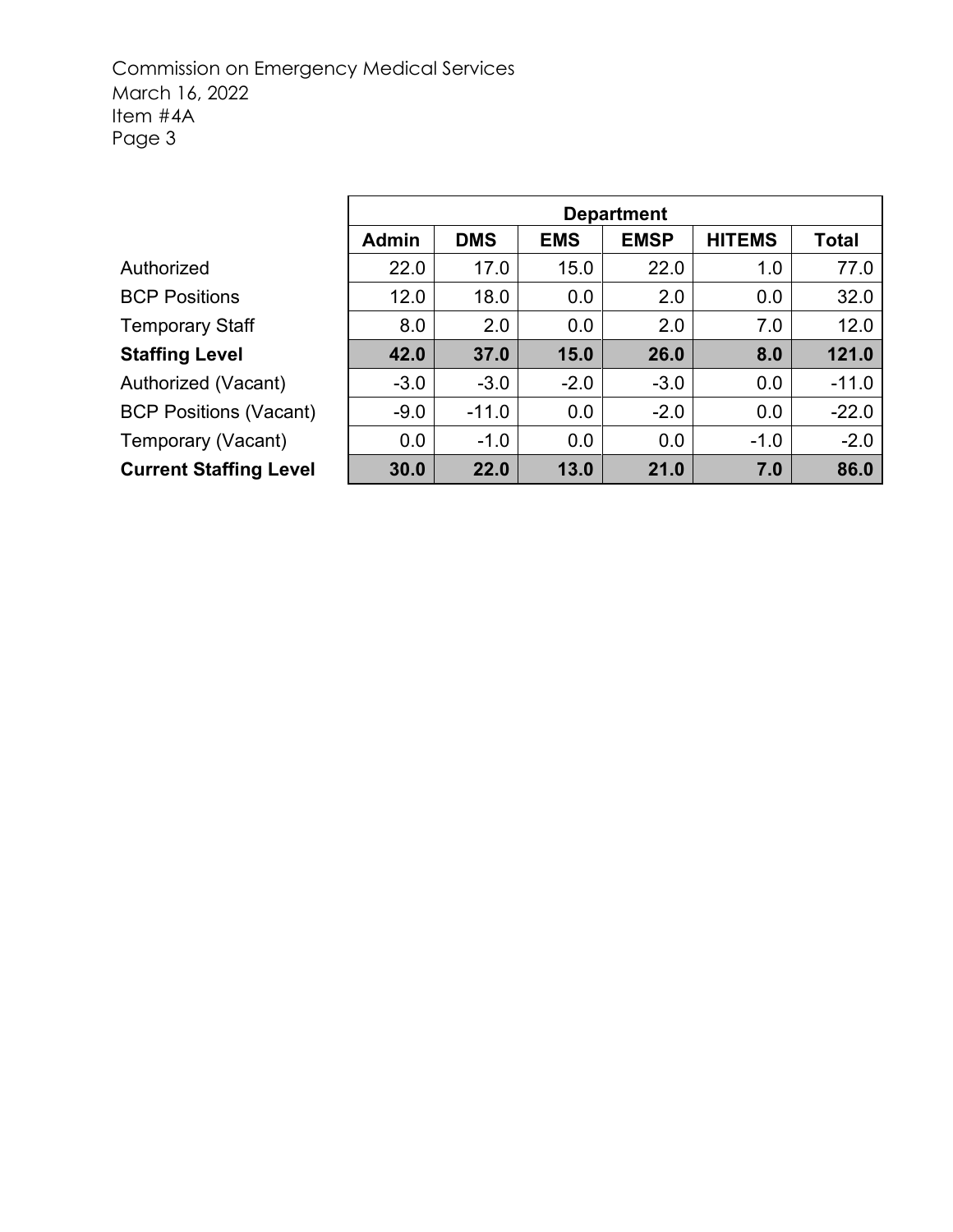| | Department | | | | | |
|---|---|---|---|---|---|---|
| | **Admin** | **DMS** | **EMS** | **EMSP** | **HITEMS** | **Total** |
| Authorized | 22.0 | 17.0 | 15.0 | 22.0 | 1.0 | 77.0 |
| BCP Positions | 12.0 | 18.0 | 0.0 | 2.0 | 0.0 | 32.0 |
| Temporary Staff | 8.0 | 2.0 | 0.0 | 2.0 | 7.0 | 12.0 |
| **Staffing Level** | **42.0** | **37.0** | **15.0** | **26.0** | **8.0** | **121.0** |
| Authorized (Vacant) | -3.0 | -3.0 | -2.0 | -3.0 | 0.0 | -11.0 |
| BCP Positions (Vacant) | -9.0 | -11.0 | 0.0 | -2.0 | 0.0 | -22.0 |
| Temporary (Vacant) | 0.0 | -1.0 | 0.0 | 0.0 | -1.0 | -2.0 |
| **Current Staffing Level** | **30.0** | **22.0** | **13.0** | **21.0** | **7.0** | **86.0** |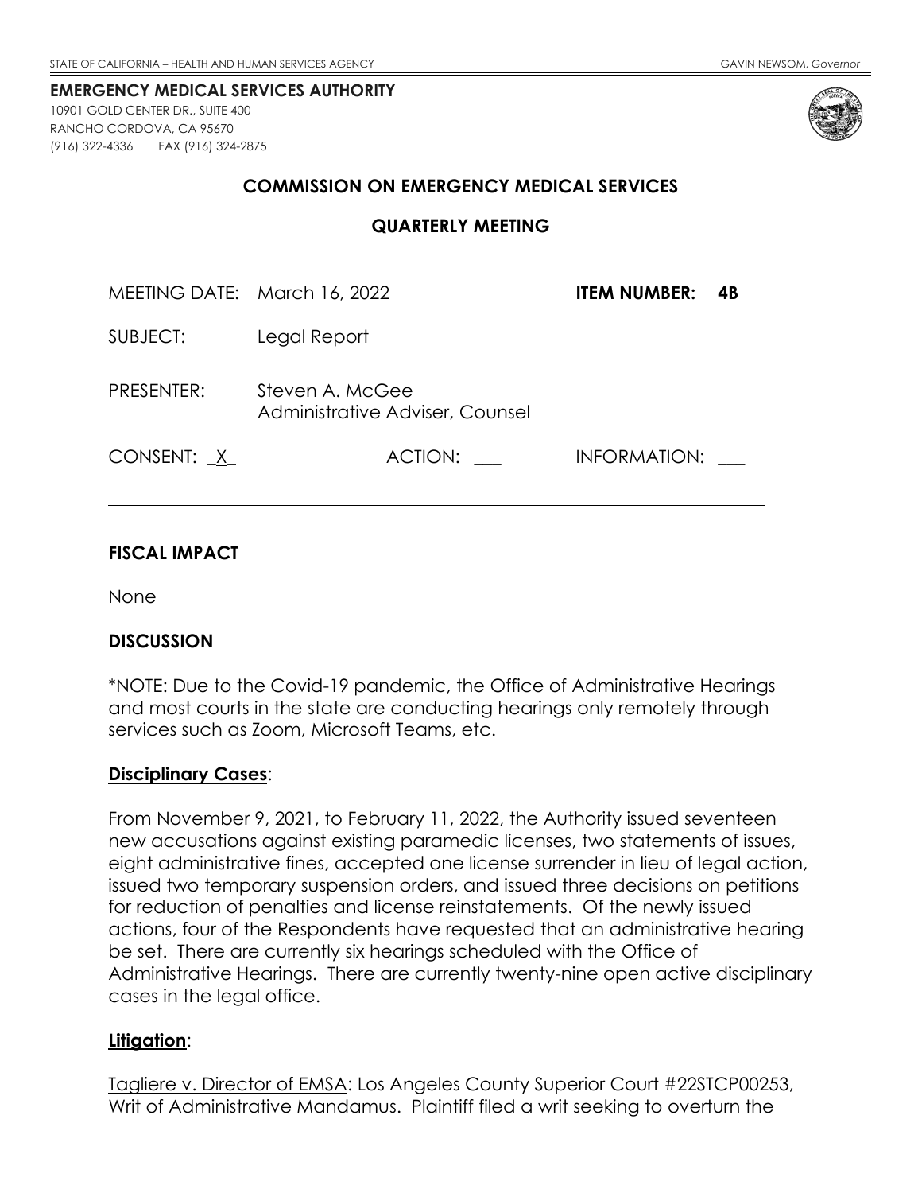STATE OF CALIFORNIA – HEALTH AND HUMAN SERVICES AGENCY GAVIN NEWSOM, *Governor*

**EMERGENCY MEDICAL SERVICES AUTHORITY**
10901 GOLD CENTER DR., SUITE 400
RANCHO CORDOVA, CA 95670
(916) 322-4336 FAX (916) 324-2875

## COMMISSION ON EMERGENCY MEDICAL SERVICES

## QUARTERLY MEETING

MEETING DATE: March 16, 2022 **ITEM NUMBER: 4B**

SUBJECT: Legal Report

PRESENTER: Steven A. McGee
Administrative Adviser, Counsel

CONSENT: _X_ ACTION: ___ INFORMATION: ___

---

### FISCAL IMPACT

None

### DISCUSSION

*NOTE: Due to the Covid-19 pandemic, the Office of Administrative Hearings and most courts in the state are conducting hearings only remotely through services such as Zoom, Microsoft Teams, etc.

**Disciplinary Cases**:

From November 9, 2021, to February 11, 2022, the Authority issued seventeen new accusations against existing paramedic licenses, two statements of issues, eight administrative fines, accepted one license surrender in lieu of legal action, issued two temporary suspension orders, and issued three decisions on petitions for reduction of penalties and license reinstatements. Of the newly issued actions, four of the Respondents have requested that an administrative hearing be set. There are currently six hearings scheduled with the Office of Administrative Hearings. There are currently twenty-nine open active disciplinary cases in the legal office.

**Litigation**:

Tagliere v. Director of EMSA: Los Angeles County Superior Court #22STCP00253, Writ of Administrative Mandamus. Plaintiff filed a writ seeking to overturn the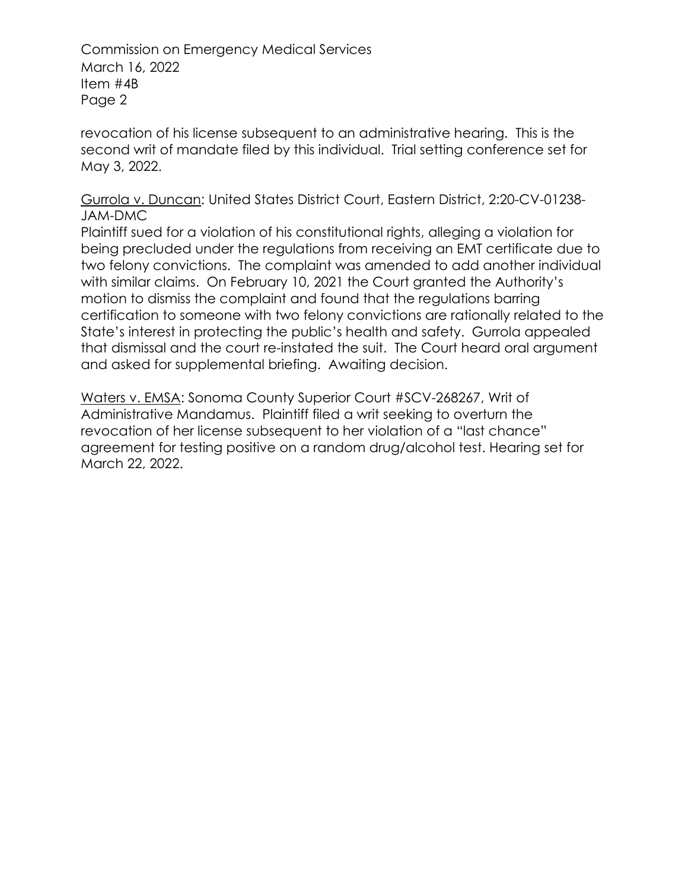revocation of his license subsequent to an administrative hearing. This is the second writ of mandate filed by this individual. Trial setting conference set for May 3, 2022.

<u>Gurrola v. Duncan</u>: United States District Court, Eastern District, 2:20-CV-01238-JAM-DMC
Plaintiff sued for a violation of his constitutional rights, alleging a violation for being precluded under the regulations from receiving an EMT certificate due to two felony convictions. The complaint was amended to add another individual with similar claims. On February 10, 2021 the Court granted the Authority's motion to dismiss the complaint and found that the regulations barring certification to someone with two felony convictions are rationally related to the State's interest in protecting the public's health and safety. Gurrola appealed that dismissal and the court re-instated the suit. The Court heard oral argument and asked for supplemental briefing. Awaiting decision.

<u>Waters v. EMSA</u>: Sonoma County Superior Court #SCV-268267, Writ of Administrative Mandamus. Plaintiff filed a writ seeking to overturn the revocation of her license subsequent to her violation of a "last chance" agreement for testing positive on a random drug/alcohol test. Hearing set for March 22, 2022.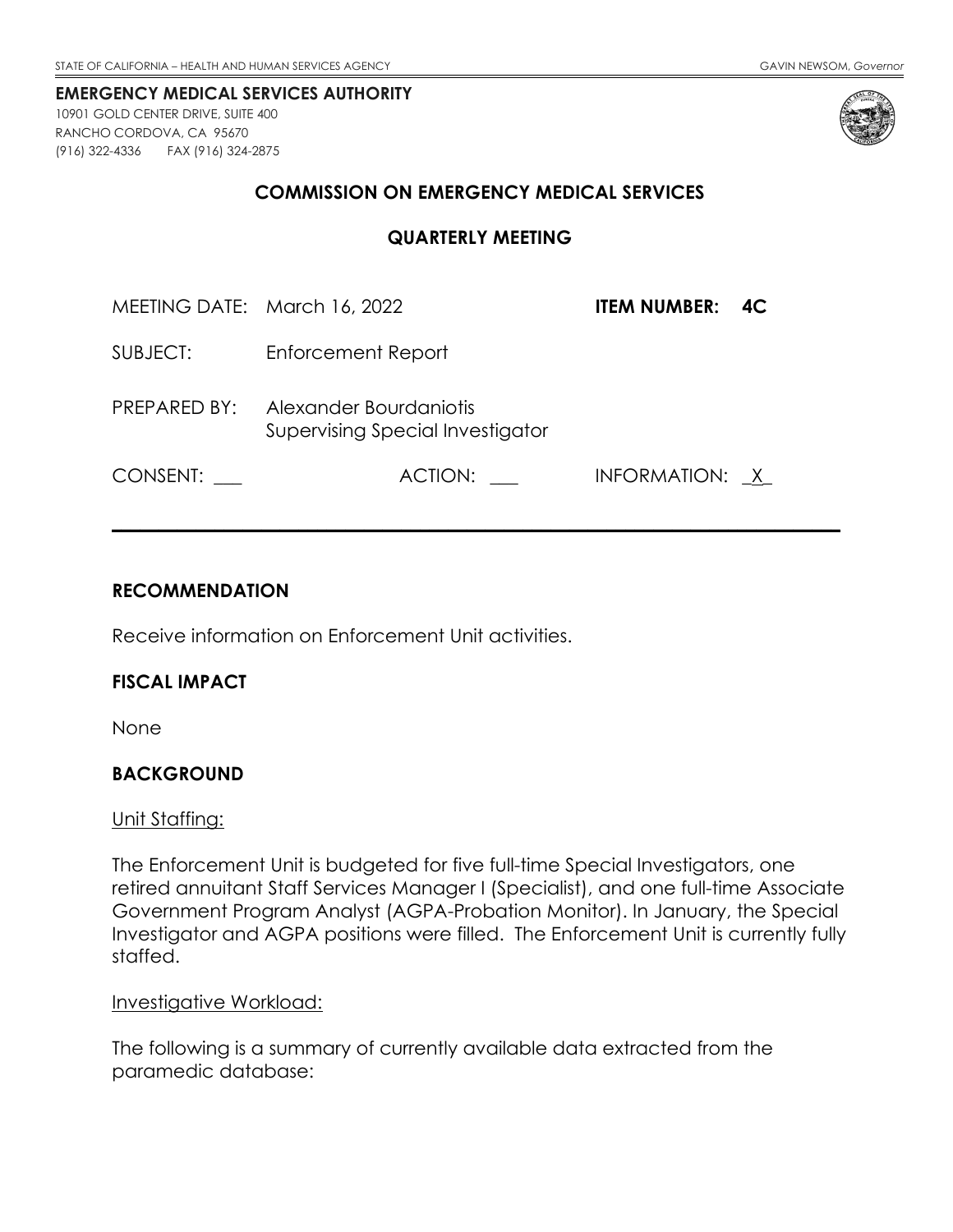STATE OF CALIFORNIA – HEALTH AND HUMAN SERVICES AGENCY GAVIN NEWSOM, *Governor*

**EMERGENCY MEDICAL SERVICES AUTHORITY**
10901 GOLD CENTER DRIVE, SUITE 400
RANCHO CORDOVA, CA 95670
(916) 322-4336 FAX (916) 324-2875

## COMMISSION ON EMERGENCY MEDICAL SERVICES

## QUARTERLY MEETING

MEETING DATE: March 16, 2022 **ITEM NUMBER: 4C**

SUBJECT: Enforcement Report

PREPARED BY: Alexander Bourdaniotis
Supervising Special Investigator

CONSENT: ___ ACTION: ___ INFORMATION: _X_

---

### RECOMMENDATION

Receive information on Enforcement Unit activities.

### FISCAL IMPACT

None

### BACKGROUND

Unit Staffing:

The Enforcement Unit is budgeted for five full-time Special Investigators, one retired annuitant Staff Services Manager I (Specialist), and one full-time Associate Government Program Analyst (AGPA-Probation Monitor). In January, the Special Investigator and AGPA positions were filled. The Enforcement Unit is currently fully staffed.

Investigative Workload:

The following is a summary of currently available data extracted from the paramedic database: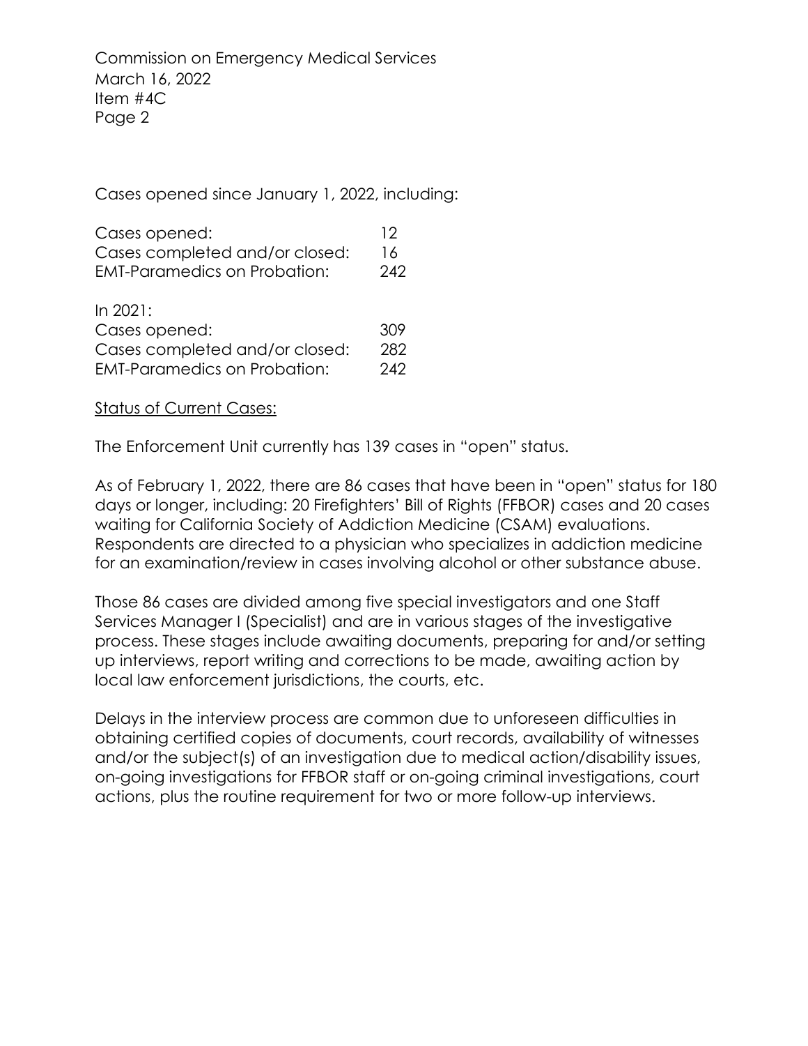Cases opened since January 1, 2022, including:

| | |
|---|---|
| Cases opened: | 12 |
| Cases completed and/or closed: | 16 |
| EMT-Paramedics on Probation: | 242 |

In 2021:

| | |
|---|---|
| Cases opened: | 309 |
| Cases completed and/or closed: | 282 |
| EMT-Paramedics on Probation: | 242 |

<u>Status of Current Cases:</u>

The Enforcement Unit currently has 139 cases in "open" status.

As of February 1, 2022, there are 86 cases that have been in "open" status for 180 days or longer, including: 20 Firefighters' Bill of Rights (FFBOR) cases and 20 cases waiting for California Society of Addiction Medicine (CSAM) evaluations. Respondents are directed to a physician who specializes in addiction medicine for an examination/review in cases involving alcohol or other substance abuse.

Those 86 cases are divided among five special investigators and one Staff Services Manager I (Specialist) and are in various stages of the investigative process. These stages include awaiting documents, preparing for and/or setting up interviews, report writing and corrections to be made, awaiting action by local law enforcement jurisdictions, the courts, etc.

Delays in the interview process are common due to unforeseen difficulties in obtaining certified copies of documents, court records, availability of witnesses and/or the subject(s) of an investigation due to medical action/disability issues, on-going investigations for FFBOR staff or on-going criminal investigations, court actions, plus the routine requirement for two or more follow-up interviews.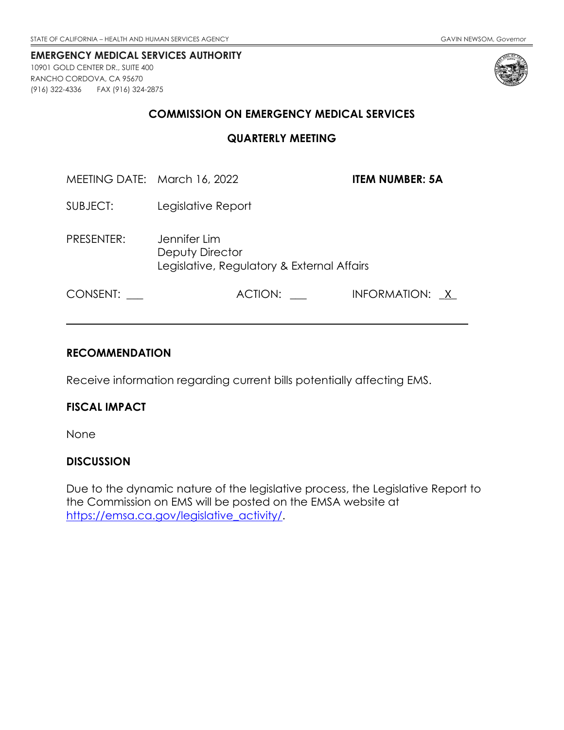STATE OF CALIFORNIA – HEALTH AND HUMAN SERVICES AGENCY GAVIN NEWSOM, *Governor*

**EMERGENCY MEDICAL SERVICES AUTHORITY**
10901 GOLD CENTER DR., SUITE 400
RANCHO CORDOVA, CA 95670
(916) 322-4336 FAX (916) 324-2875

## COMMISSION ON EMERGENCY MEDICAL SERVICES

## QUARTERLY MEETING

MEETING DATE: March 16, 2022 **ITEM NUMBER: 5A**

SUBJECT: Legislative Report

PRESENTER: Jennifer Lim
Deputy Director
Legislative, Regulatory & External Affairs

CONSENT: ___ ACTION: ___ INFORMATION: _X_

---

### RECOMMENDATION

Receive information regarding current bills potentially affecting EMS.

### FISCAL IMPACT

None

### DISCUSSION

Due to the dynamic nature of the legislative process, the Legislative Report to the Commission on EMS will be posted on the EMSA website at https://emsa.ca.gov/legislative_activity/.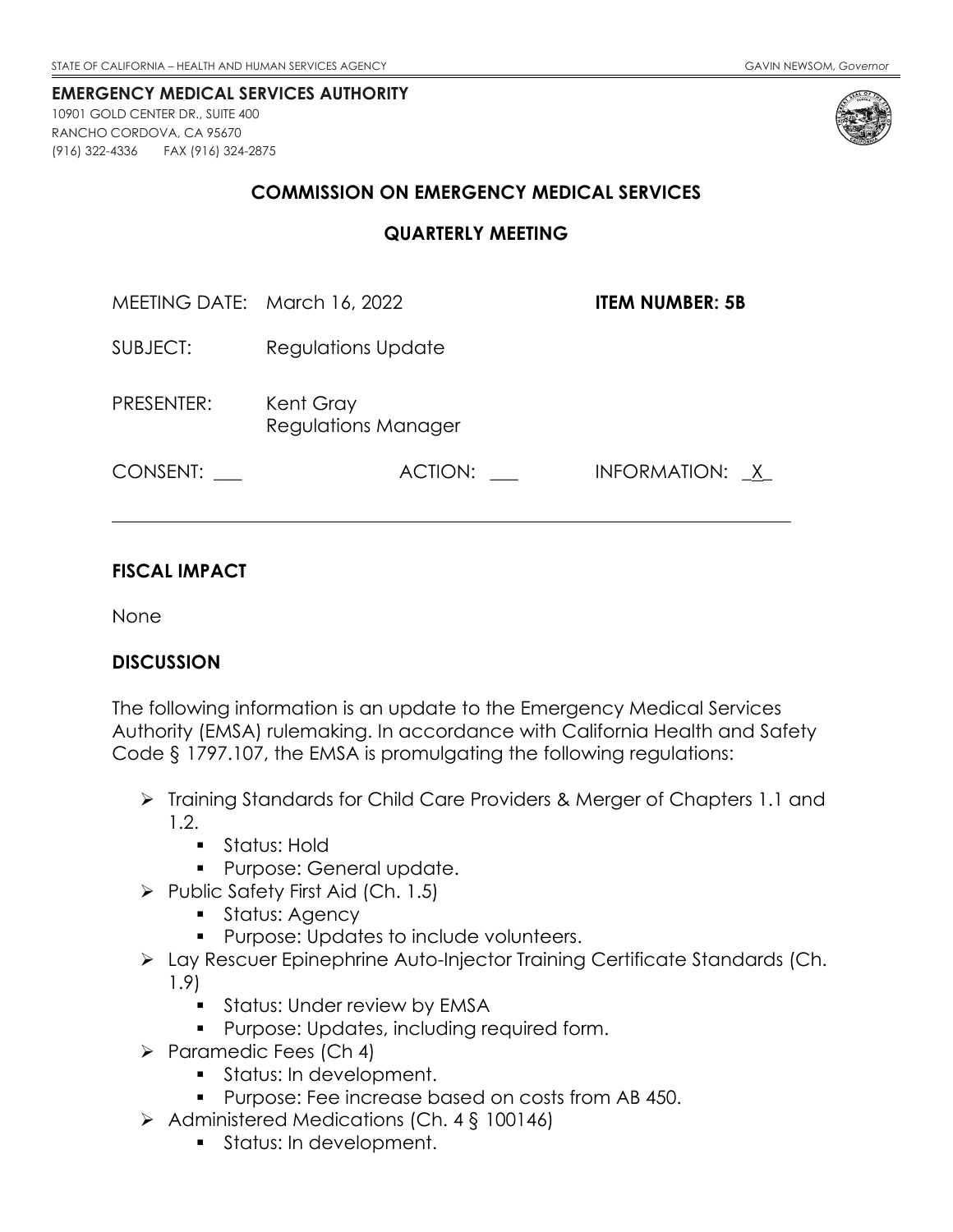STATE OF CALIFORNIA – HEALTH AND HUMAN SERVICES AGENCY GAVIN NEWSOM, *Governor*

**EMERGENCY MEDICAL SERVICES AUTHORITY**
10901 GOLD CENTER DR., SUITE 400
RANCHO CORDOVA, CA 95670
(916) 322-4336 FAX (916) 324-2875

## COMMISSION ON EMERGENCY MEDICAL SERVICES

## QUARTERLY MEETING

MEETING DATE: March 16, 2022 **ITEM NUMBER: 5B**

SUBJECT: Regulations Update

PRESENTER: Kent Gray
Regulations Manager

CONSENT: ___ ACTION: ___ INFORMATION: _X_

---

### FISCAL IMPACT

None

### DISCUSSION

The following information is an update to the Emergency Medical Services Authority (EMSA) rulemaking. In accordance with California Health and Safety Code § 1797.107, the EMSA is promulgating the following regulations:

- Training Standards for Child Care Providers & Merger of Chapters 1.1 and 1.2.
  - Status: Hold
  - Purpose: General update.
- Public Safety First Aid (Ch. 1.5)
  - Status: Agency
  - Purpose: Updates to include volunteers.
- Lay Rescuer Epinephrine Auto-Injector Training Certificate Standards (Ch. 1.9)
  - Status: Under review by EMSA
  - Purpose: Updates, including required form.
- Paramedic Fees (Ch 4)
  - Status: In development.
  - Purpose: Fee increase based on costs from AB 450.
- Administered Medications (Ch. 4 § 100146)
  - Status: In development.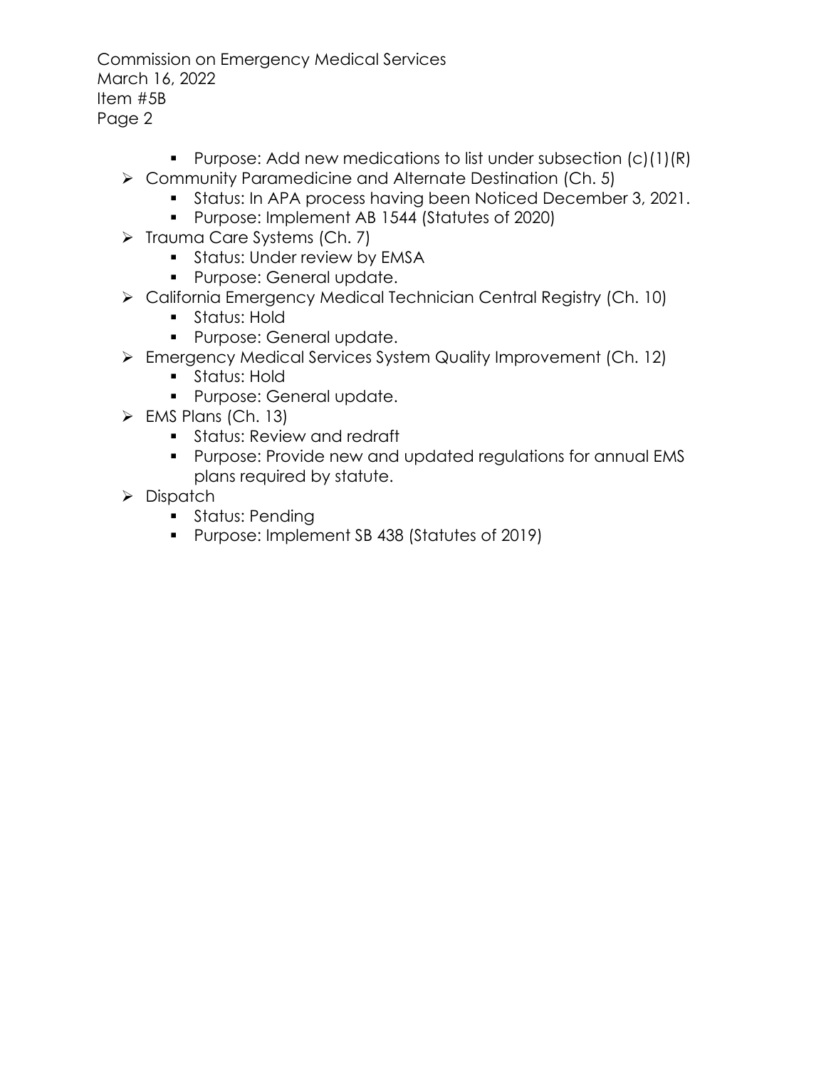- Purpose: Add new medications to list under subsection (c)(1)(R)
- Community Paramedicine and Alternate Destination (Ch. 5)
  - Status: In APA process having been Noticed December 3, 2021.
  - Purpose: Implement AB 1544 (Statutes of 2020)
- Trauma Care Systems (Ch. 7)
  - Status: Under review by EMSA
  - Purpose: General update.
- California Emergency Medical Technician Central Registry (Ch. 10)
  - Status: Hold
  - Purpose: General update.
- Emergency Medical Services System Quality Improvement (Ch. 12)
  - Status: Hold
  - Purpose: General update.
- EMS Plans (Ch. 13)
  - Status: Review and redraft
  - Purpose: Provide new and updated regulations for annual EMS plans required by statute.
- Dispatch
  - Status: Pending
  - Purpose: Implement SB 438 (Statutes of 2019)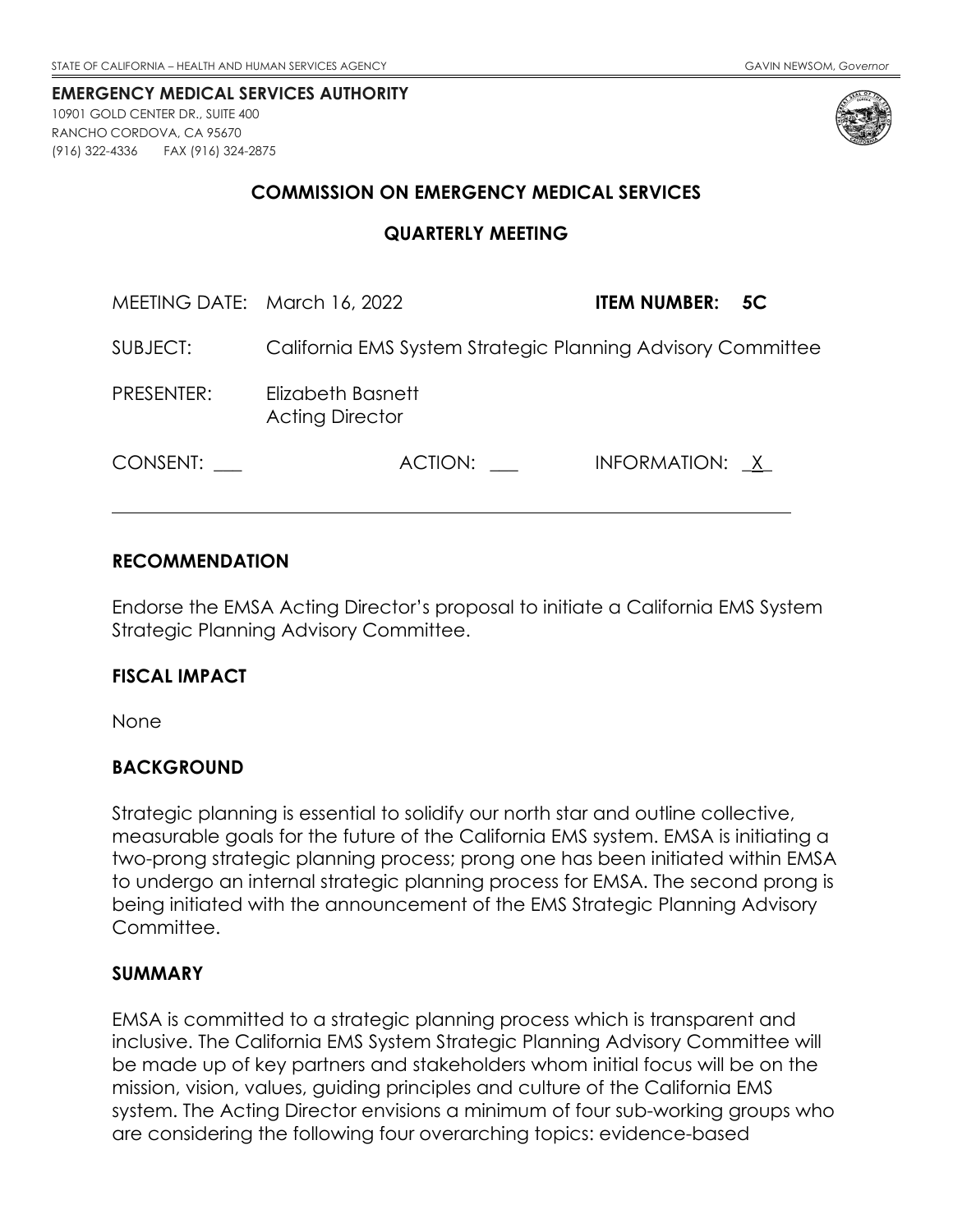STATE OF CALIFORNIA – HEALTH AND HUMAN SERVICES AGENCY GAVIN NEWSOM, *Governor*

**EMERGENCY MEDICAL SERVICES AUTHORITY**
10901 GOLD CENTER DR., SUITE 400
RANCHO CORDOVA, CA 95670
(916) 322-4336 FAX (916) 324-2875

## COMMISSION ON EMERGENCY MEDICAL SERVICES

## QUARTERLY MEETING

MEETING DATE: March 16, 2022 **ITEM NUMBER: 5C**

SUBJECT: California EMS System Strategic Planning Advisory Committee

PRESENTER: Elizabeth Basnett
Acting Director

CONSENT: ___ ACTION: ___ INFORMATION: _X_

---

### RECOMMENDATION

Endorse the EMSA Acting Director's proposal to initiate a California EMS System Strategic Planning Advisory Committee.

### FISCAL IMPACT

None

### BACKGROUND

Strategic planning is essential to solidify our north star and outline collective, measurable goals for the future of the California EMS system. EMSA is initiating a two-prong strategic planning process; prong one has been initiated within EMSA to undergo an internal strategic planning process for EMSA. The second prong is being initiated with the announcement of the EMS Strategic Planning Advisory Committee.

### SUMMARY

EMSA is committed to a strategic planning process which is transparent and inclusive. The California EMS System Strategic Planning Advisory Committee will be made up of key partners and stakeholders whom initial focus will be on the mission, vision, values, guiding principles and culture of the California EMS system. The Acting Director envisions a minimum of four sub-working groups who are considering the following four overarching topics: evidence-based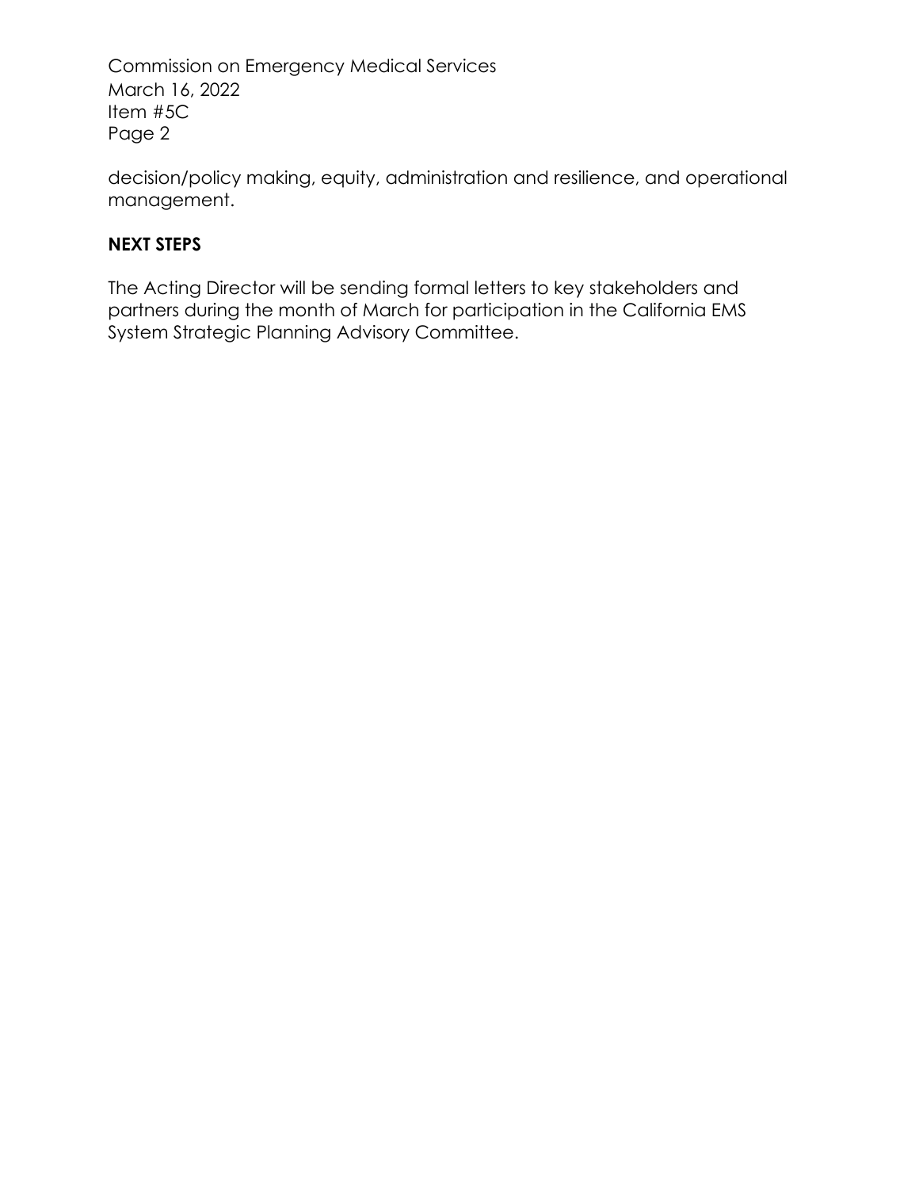decision/policy making, equity, administration and resilience, and operational management.

**NEXT STEPS**

The Acting Director will be sending formal letters to key stakeholders and partners during the month of March for participation in the California EMS System Strategic Planning Advisory Committee.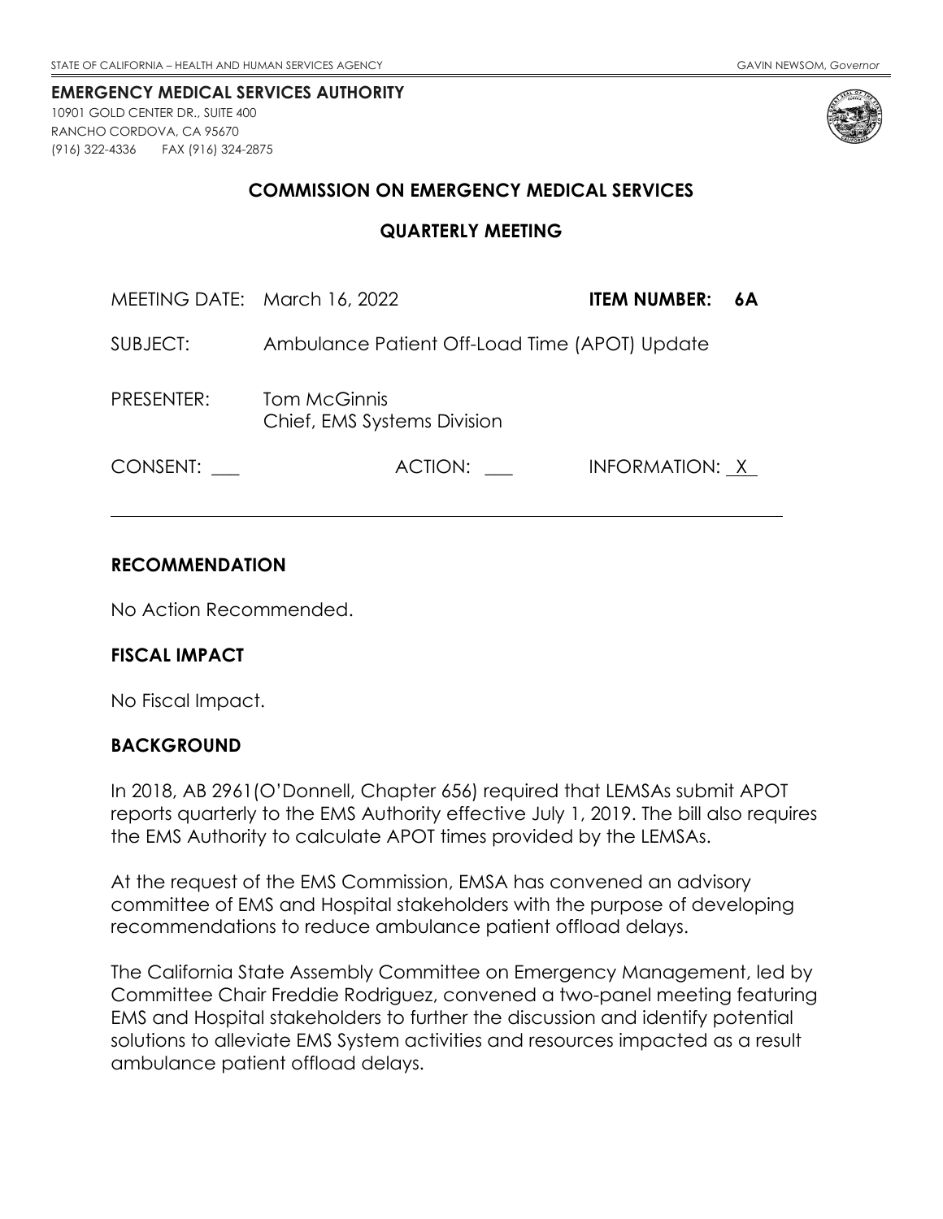STATE OF CALIFORNIA – HEALTH AND HUMAN SERVICES AGENCY GAVIN NEWSOM, *Governor*

**EMERGENCY MEDICAL SERVICES AUTHORITY**
10901 GOLD CENTER DR., SUITE 400
RANCHO CORDOVA, CA 95670
(916) 322-4336 FAX (916) 324-2875

## COMMISSION ON EMERGENCY MEDICAL SERVICES

## QUARTERLY MEETING

MEETING DATE: March 16, 2022 **ITEM NUMBER: 6A**

SUBJECT: Ambulance Patient Off-Load Time (APOT) Update

PRESENTER: Tom McGinnis
Chief, EMS Systems Division

CONSENT: ___ ACTION: ___ INFORMATION: X

---

### RECOMMENDATION

No Action Recommended.

### FISCAL IMPACT

No Fiscal Impact.

### BACKGROUND

In 2018, AB 2961(O'Donnell, Chapter 656) required that LEMSAs submit APOT reports quarterly to the EMS Authority effective July 1, 2019. The bill also requires the EMS Authority to calculate APOT times provided by the LEMSAs.

At the request of the EMS Commission, EMSA has convened an advisory committee of EMS and Hospital stakeholders with the purpose of developing recommendations to reduce ambulance patient offload delays.

The California State Assembly Committee on Emergency Management, led by Committee Chair Freddie Rodriguez, convened a two-panel meeting featuring EMS and Hospital stakeholders to further the discussion and identify potential solutions to alleviate EMS System activities and resources impacted as a result ambulance patient offload delays.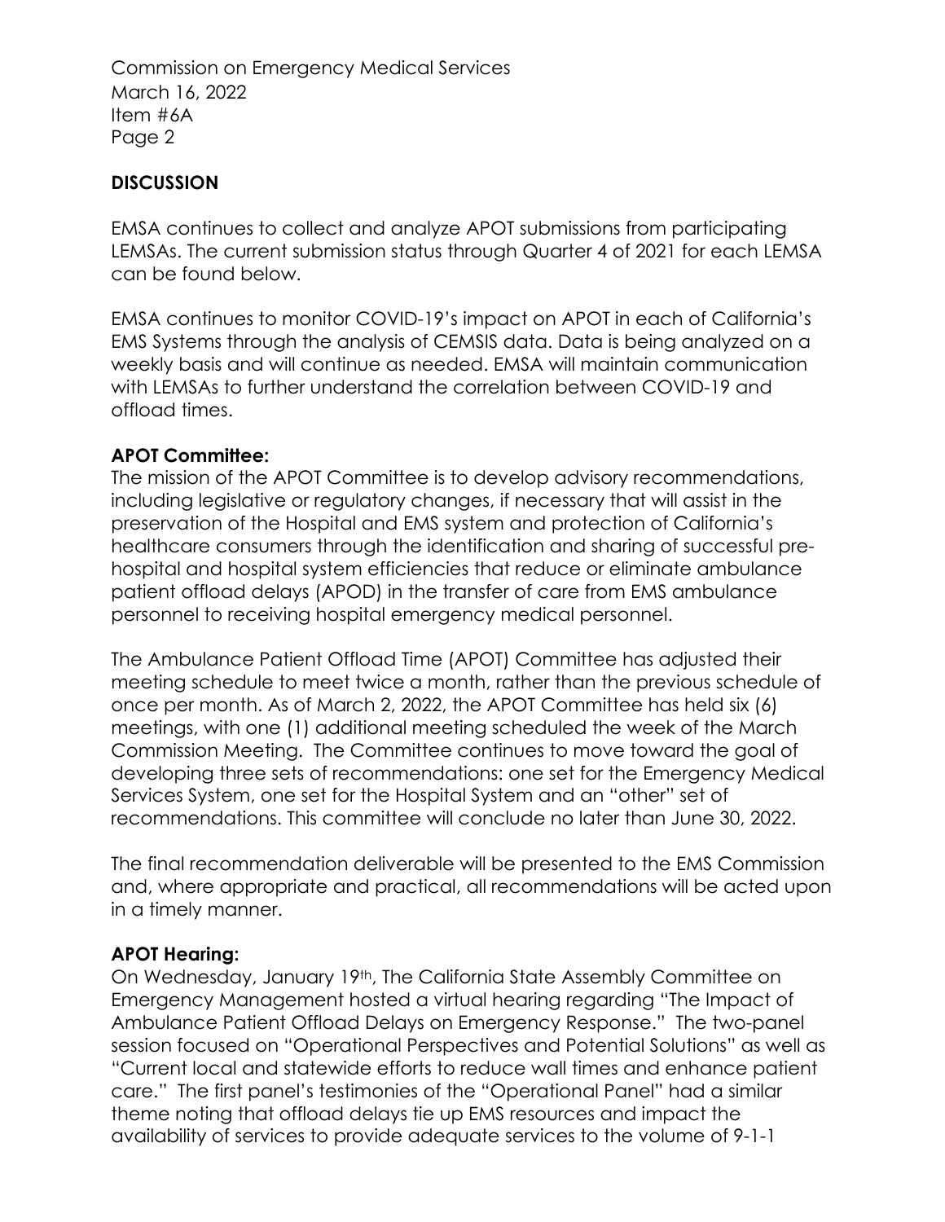## DISCUSSION

EMSA continues to collect and analyze APOT submissions from participating LEMSAs. The current submission status through Quarter 4 of 2021 for each LEMSA can be found below.

EMSA continues to monitor COVID-19's impact on APOT in each of California's EMS Systems through the analysis of CEMSIS data. Data is being analyzed on a weekly basis and will continue as needed. EMSA will maintain communication with LEMSAs to further understand the correlation between COVID-19 and offload times.

**APOT Committee:**

The mission of the APOT Committee is to develop advisory recommendations, including legislative or regulatory changes, if necessary that will assist in the preservation of the Hospital and EMS system and protection of California's healthcare consumers through the identification and sharing of successful pre-hospital and hospital system efficiencies that reduce or eliminate ambulance patient offload delays (APOD) in the transfer of care from EMS ambulance personnel to receiving hospital emergency medical personnel.

The Ambulance Patient Offload Time (APOT) Committee has adjusted their meeting schedule to meet twice a month, rather than the previous schedule of once per month. As of March 2, 2022, the APOT Committee has held six (6) meetings, with one (1) additional meeting scheduled the week of the March Commission Meeting. The Committee continues to move toward the goal of developing three sets of recommendations: one set for the Emergency Medical Services System, one set for the Hospital System and an "other" set of recommendations. This committee will conclude no later than June 30, 2022.

The final recommendation deliverable will be presented to the EMS Commission and, where appropriate and practical, all recommendations will be acted upon in a timely manner.

**APOT Hearing:**

On Wednesday, January 19th, The California State Assembly Committee on Emergency Management hosted a virtual hearing regarding "The Impact of Ambulance Patient Offload Delays on Emergency Response." The two-panel session focused on "Operational Perspectives and Potential Solutions" as well as "Current local and statewide efforts to reduce wall times and enhance patient care." The first panel's testimonies of the "Operational Panel" had a similar theme noting that offload delays tie up EMS resources and impact the availability of services to provide adequate services to the volume of 9-1-1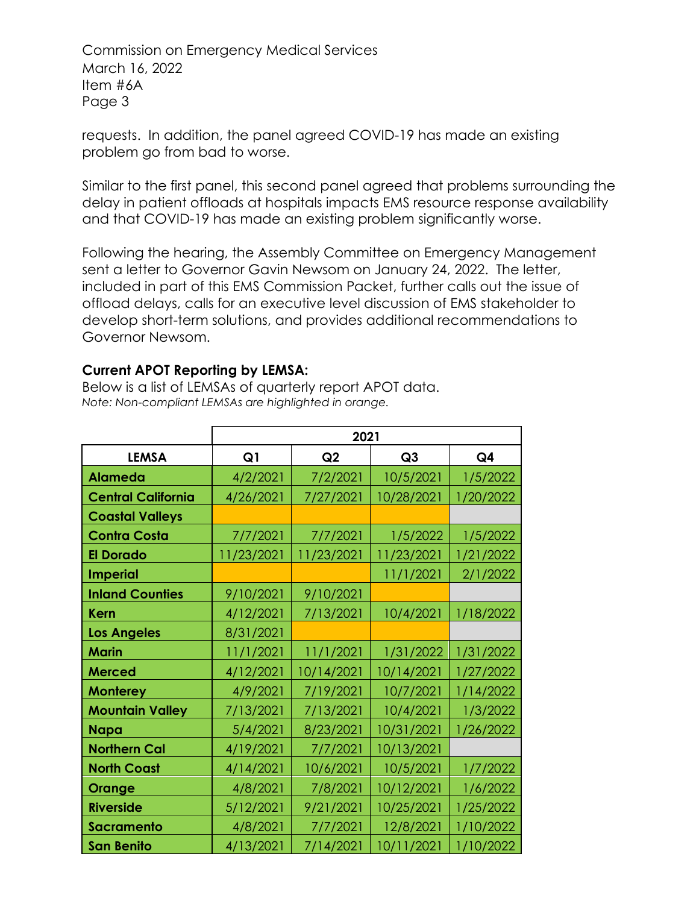requests. In addition, the panel agreed COVID-19 has made an existing problem go from bad to worse.

Similar to the first panel, this second panel agreed that problems surrounding the delay in patient offloads at hospitals impacts EMS resource response availability and that COVID-19 has made an existing problem significantly worse.

Following the hearing, the Assembly Committee on Emergency Management sent a letter to Governor Gavin Newsom on January 24, 2022. The letter, included in part of this EMS Commission Packet, further calls out the issue of offload delays, calls for an executive level discussion of EMS stakeholder to develop short-term solutions, and provides additional recommendations to Governor Newsom.

**Current APOT Reporting by LEMSA:**

Below is a list of LEMSAs of quarterly report APOT data.
*Note: Non-compliant LEMSAs are highlighted in orange.*

| | 2021 | | | |
|---|---|---|---|---|
| **LEMSA** | **Q1** | **Q2** | **Q3** | **Q4** |
| **Alameda** | 4/2/2021 | 7/2/2021 | 10/5/2021 | 1/5/2022 |
| **Central California** | 4/26/2021 | 7/27/2021 | 10/28/2021 | 1/20/2022 |
| **Coastal Valleys** | | | | |
| **Contra Costa** | 7/7/2021 | 7/7/2021 | 1/5/2022 | 1/5/2022 |
| **El Dorado** | 11/23/2021 | 11/23/2021 | 11/23/2021 | 1/21/2022 |
| **Imperial** | | | 11/1/2021 | 2/1/2022 |
| **Inland Counties** | 9/10/2021 | 9/10/2021 | | |
| **Kern** | 4/12/2021 | 7/13/2021 | 10/4/2021 | 1/18/2022 |
| **Los Angeles** | 8/31/2021 | | | |
| **Marin** | 11/1/2021 | 11/1/2021 | 1/31/2022 | 1/31/2022 |
| **Merced** | 4/12/2021 | 10/14/2021 | 10/14/2021 | 1/27/2022 |
| **Monterey** | 4/9/2021 | 7/19/2021 | 10/7/2021 | 1/14/2022 |
| **Mountain Valley** | 7/13/2021 | 7/13/2021 | 10/4/2021 | 1/3/2022 |
| **Napa** | 5/4/2021 | 8/23/2021 | 10/31/2021 | 1/26/2022 |
| **Northern Cal** | 4/19/2021 | 7/7/2021 | 10/13/2021 | |
| **North Coast** | 4/14/2021 | 10/6/2021 | 10/5/2021 | 1/7/2022 |
| **Orange** | 4/8/2021 | 7/8/2021 | 10/12/2021 | 1/6/2022 |
| **Riverside** | 5/12/2021 | 9/21/2021 | 10/25/2021 | 1/25/2022 |
| **Sacramento** | 4/8/2021 | 7/7/2021 | 12/8/2021 | 1/10/2022 |
| **San Benito** | 4/13/2021 | 7/14/2021 | 10/11/2021 | 1/10/2022 |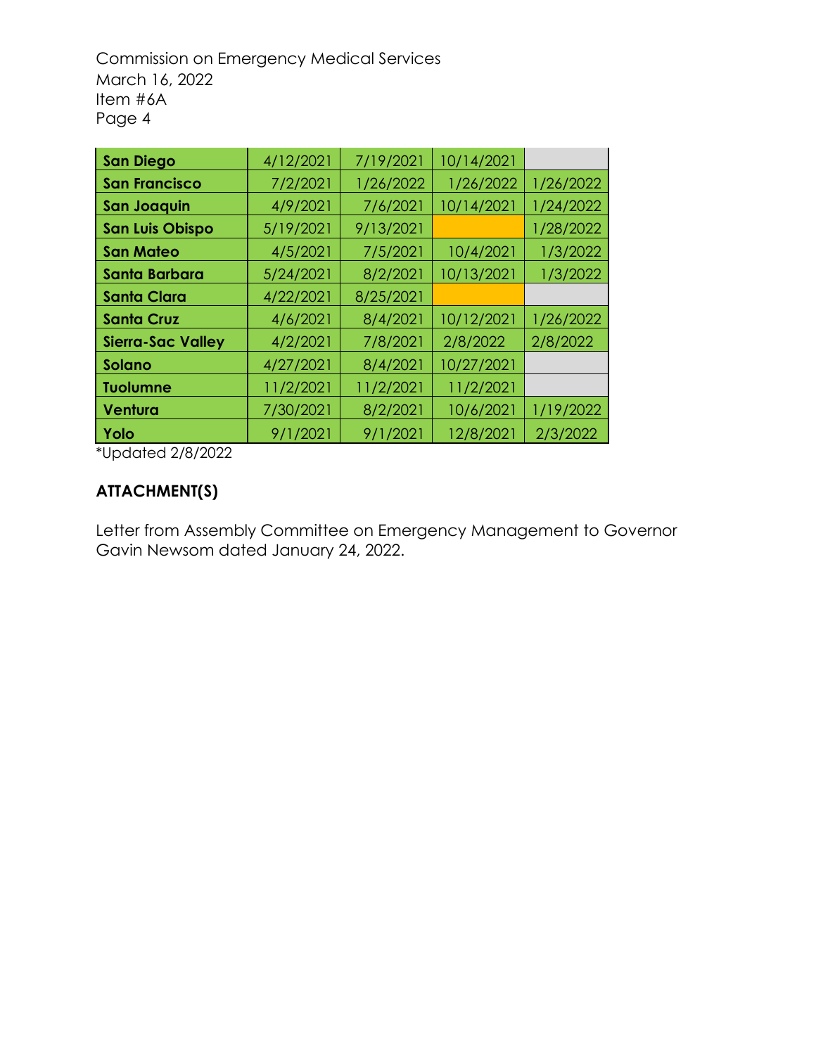| | | | | |
|---|---|---|---|---|
| **San Diego** | 4/12/2021 | 7/19/2021 | 10/14/2021 | |
| **San Francisco** | 7/2/2021 | 1/26/2022 | 1/26/2022 | 1/26/2022 |
| **San Joaquin** | 4/9/2021 | 7/6/2021 | 10/14/2021 | 1/24/2022 |
| **San Luis Obispo** | 5/19/2021 | 9/13/2021 | | 1/28/2022 |
| **San Mateo** | 4/5/2021 | 7/5/2021 | 10/4/2021 | 1/3/2022 |
| **Santa Barbara** | 5/24/2021 | 8/2/2021 | 10/13/2021 | 1/3/2022 |
| **Santa Clara** | 4/22/2021 | 8/25/2021 | | |
| **Santa Cruz** | 4/6/2021 | 8/4/2021 | 10/12/2021 | 1/26/2022 |
| **Sierra-Sac Valley** | 4/2/2021 | 7/8/2021 | 2/8/2022 | 2/8/2022 |
| **Solano** | 4/27/2021 | 8/4/2021 | 10/27/2021 | |
| **Tuolumne** | 11/2/2021 | 11/2/2021 | 11/2/2021 | |
| **Ventura** | 7/30/2021 | 8/2/2021 | 10/6/2021 | 1/19/2022 |
| **Yolo** | 9/1/2021 | 9/1/2021 | 12/8/2021 | 2/3/2022 |

*Updated 2/8/2022

**ATTACHMENT(S)**

Letter from Assembly Committee on Emergency Management to Governor Gavin Newsom dated January 24, 2022.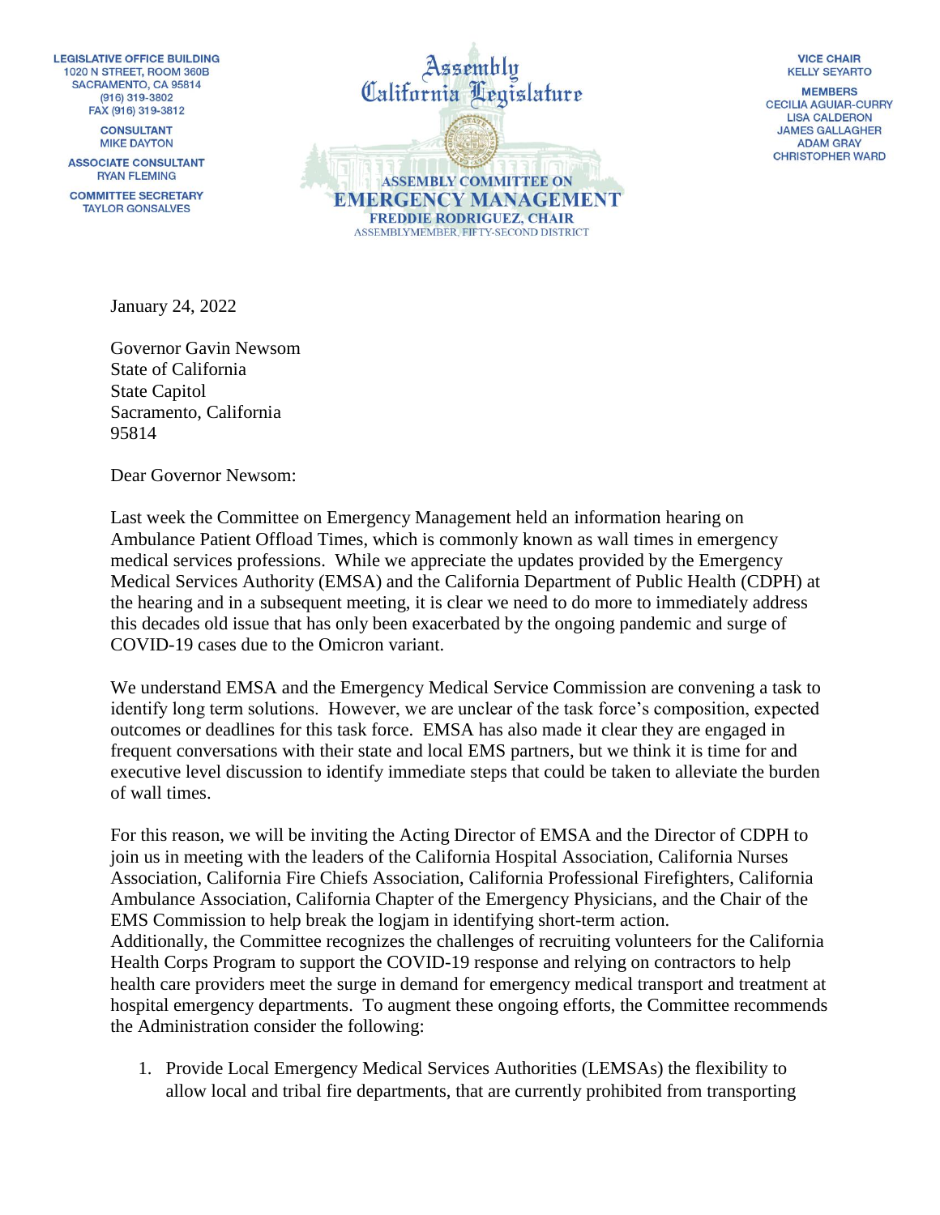LEGISLATIVE OFFICE BUILDING
1020 N STREET, ROOM 360B
SACRAMENTO, CA 95814
(916) 319-3802
FAX (916) 319-3812

CONSULTANT
MIKE DAYTON

ASSOCIATE CONSULTANT
RYAN FLEMING

COMMITTEE SECRETARY
TAYLOR GONSALVES

Assembly
California Legislature

ASSEMBLY COMMITTEE ON
**EMERGENCY MANAGEMENT**
FREDDIE RODRIGUEZ, CHAIR
ASSEMBLYMEMBER, FIFTY-SECOND DISTRICT

VICE CHAIR
KELLY SEYARTO

MEMBERS
CECILIA AGUIAR-CURRY
LISA CALDERON
JAMES GALLAGHER
ADAM GRAY
CHRISTOPHER WARD

January 24, 2022

Governor Gavin Newsom
State of California
State Capitol
Sacramento, California
95814

Dear Governor Newsom:

Last week the Committee on Emergency Management held an information hearing on Ambulance Patient Offload Times, which is commonly known as wall times in emergency medical services professions. While we appreciate the updates provided by the Emergency Medical Services Authority (EMSA) and the California Department of Public Health (CDPH) at the hearing and in a subsequent meeting, it is clear we need to do more to immediately address this decades old issue that has only been exacerbated by the ongoing pandemic and surge of COVID-19 cases due to the Omicron variant.

We understand EMSA and the Emergency Medical Service Commission are convening a task to identify long term solutions. However, we are unclear of the task force's composition, expected outcomes or deadlines for this task force. EMSA has also made it clear they are engaged in frequent conversations with their state and local EMS partners, but we think it is time for and executive level discussion to identify immediate steps that could be taken to alleviate the burden of wall times.

For this reason, we will be inviting the Acting Director of EMSA and the Director of CDPH to join us in meeting with the leaders of the California Hospital Association, California Nurses Association, California Fire Chiefs Association, California Professional Firefighters, California Ambulance Association, California Chapter of the Emergency Physicians, and the Chair of the EMS Commission to help break the logjam in identifying short-term action.
Additionally, the Committee recognizes the challenges of recruiting volunteers for the California Health Corps Program to support the COVID-19 response and relying on contractors to help health care providers meet the surge in demand for emergency medical transport and treatment at hospital emergency departments. To augment these ongoing efforts, the Committee recommends the Administration consider the following:

1. Provide Local Emergency Medical Services Authorities (LEMSAs) the flexibility to allow local and tribal fire departments, that are currently prohibited from transporting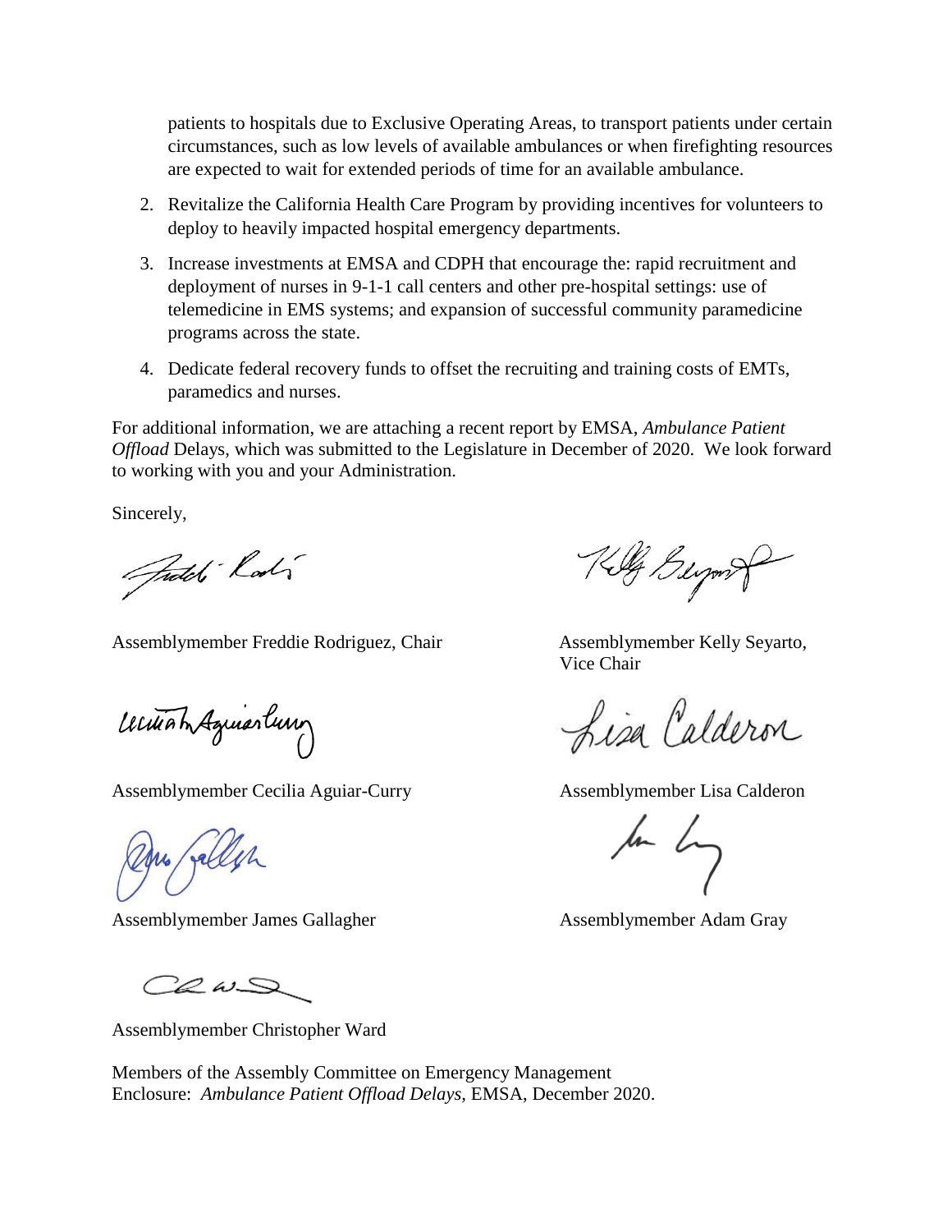patients to hospitals due to Exclusive Operating Areas, to transport patients under certain circumstances, such as low levels of available ambulances or when firefighting resources are expected to wait for extended periods of time for an available ambulance.

2. Revitalize the California Health Care Program by providing incentives for volunteers to deploy to heavily impacted hospital emergency departments.
3. Increase investments at EMSA and CDPH that encourage the: rapid recruitment and deployment of nurses in 9-1-1 call centers and other pre-hospital settings: use of telemedicine in EMS systems; and expansion of successful community paramedicine programs across the state.
4. Dedicate federal recovery funds to offset the recruiting and training costs of EMTs, paramedics and nurses.

For additional information, we are attaching a recent report by EMSA, *Ambulance Patient Offload* Delays, which was submitted to the Legislature in December of 2020. We look forward to working with you and your Administration.

Sincerely,

Assemblymember Freddie Rodriguez, Chair

Assemblymember Kelly Seyarto, Vice Chair

Assemblymember Cecilia Aguiar-Curry

Assemblymember Lisa Calderon

Assemblymember James Gallagher

Assemblymember Adam Gray

Assemblymember Christopher Ward

Members of the Assembly Committee on Emergency Management
Enclosure: *Ambulance Patient Offload Delays,* EMSA, December 2020.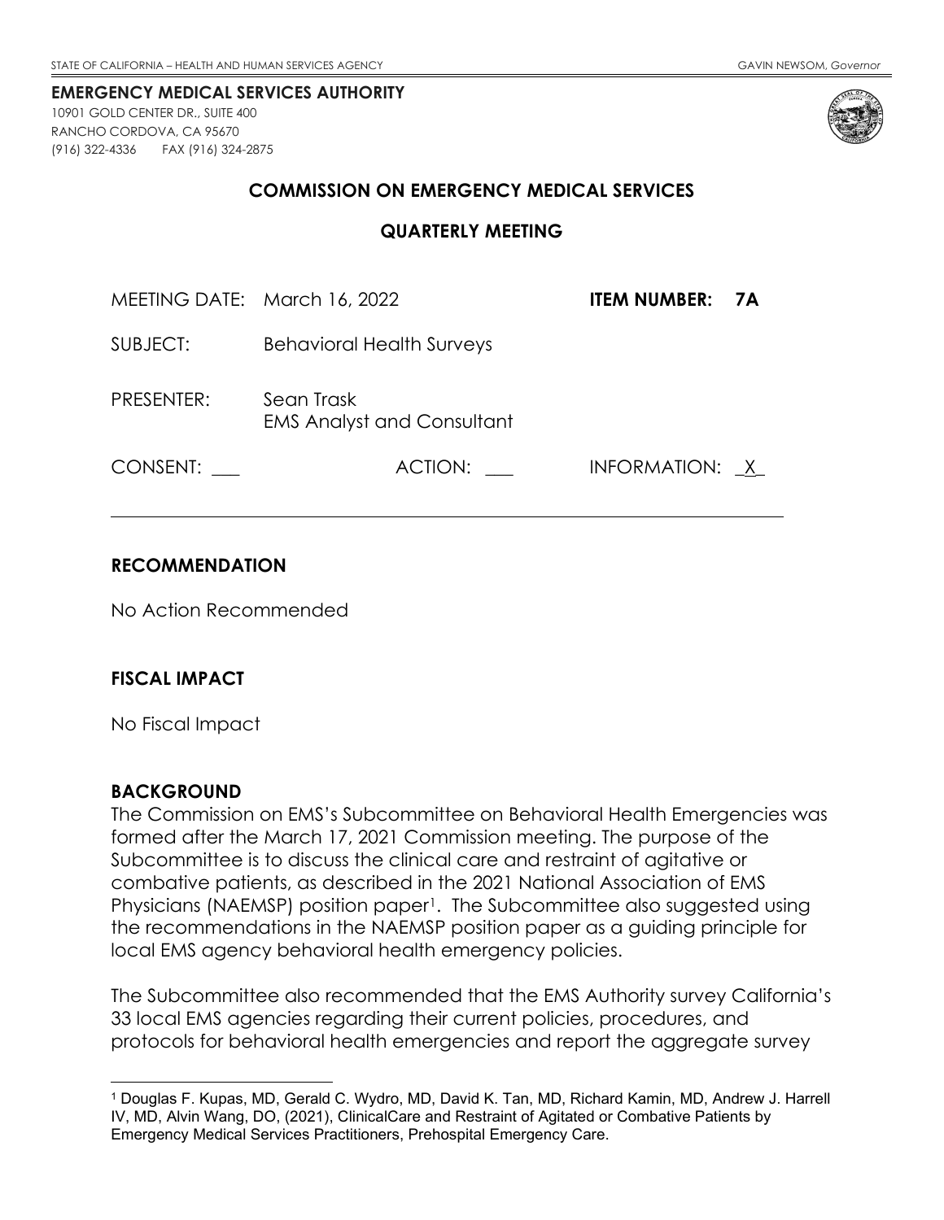STATE OF CALIFORNIA – HEALTH AND HUMAN SERVICES AGENCY GAVIN NEWSOM, *Governor*

**EMERGENCY MEDICAL SERVICES AUTHORITY**
10901 GOLD CENTER DR., SUITE 400
RANCHO CORDOVA, CA 95670
(916) 322-4336 FAX (916) 324-2875

## COMMISSION ON EMERGENCY MEDICAL SERVICES

## QUARTERLY MEETING

MEETING DATE: March 16, 2022 **ITEM NUMBER: 7A**

SUBJECT: Behavioral Health Surveys

PRESENTER: Sean Trask
EMS Analyst and Consultant

CONSENT: ___ ACTION: ___ INFORMATION: _X_

---

### RECOMMENDATION

No Action Recommended

### FISCAL IMPACT

No Fiscal Impact

### BACKGROUND

The Commission on EMS's Subcommittee on Behavioral Health Emergencies was formed after the March 17, 2021 Commission meeting. The purpose of the Subcommittee is to discuss the clinical care and restraint of agitative or combative patients, as described in the 2021 National Association of EMS Physicians (NAEMSP) position paper[1]. The Subcommittee also suggested using the recommendations in the NAEMSP position paper as a guiding principle for local EMS agency behavioral health emergency policies.

The Subcommittee also recommended that the EMS Authority survey California's 33 local EMS agencies regarding their current policies, procedures, and protocols for behavioral health emergencies and report the aggregate survey

---

[1] Douglas F. Kupas, MD, Gerald C. Wydro, MD, David K. Tan, MD, Richard Kamin, MD, Andrew J. Harrell IV, MD, Alvin Wang, DO, (2021), ClinicalCare and Restraint of Agitated or Combative Patients by Emergency Medical Services Practitioners, Prehospital Emergency Care.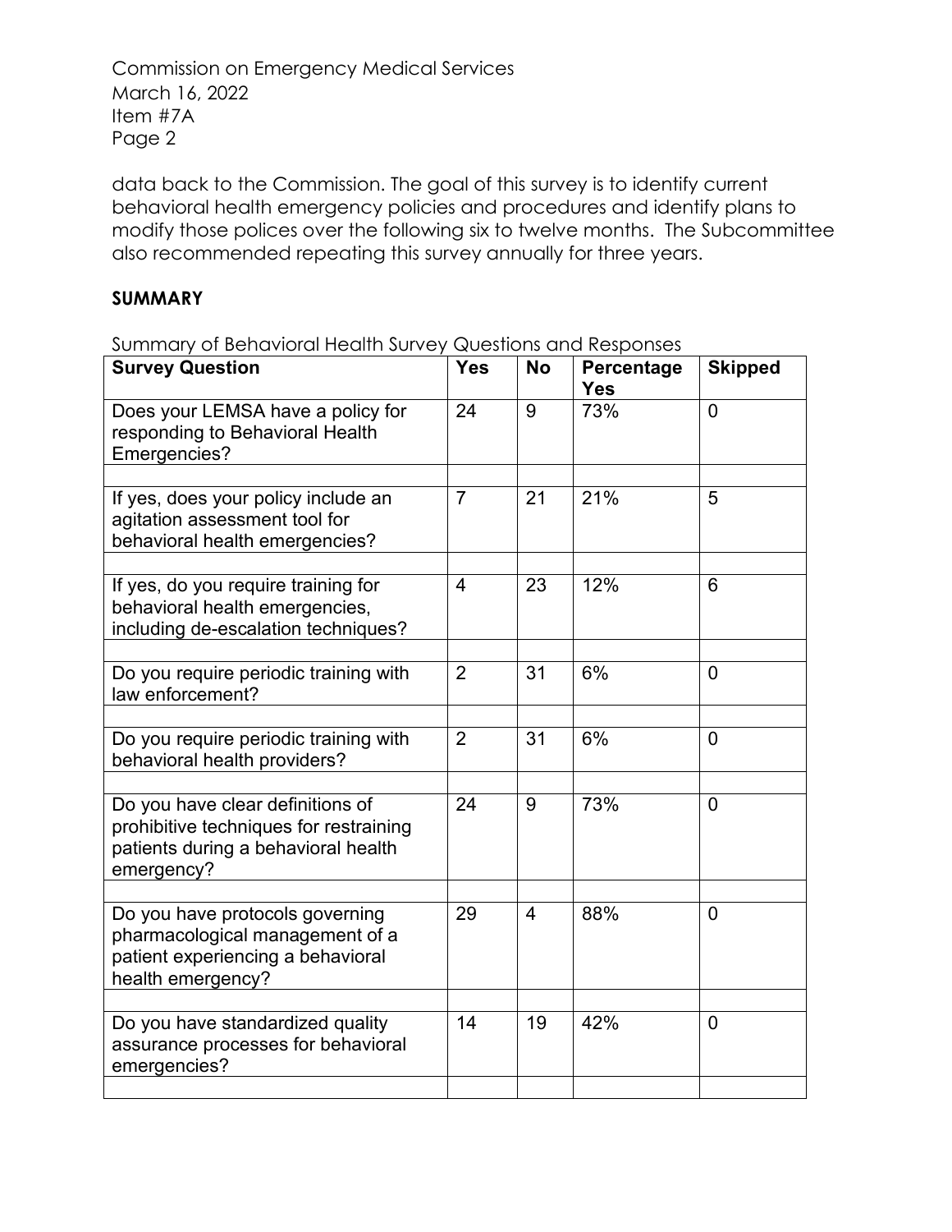data back to the Commission. The goal of this survey is to identify current behavioral health emergency policies and procedures and identify plans to modify those polices over the following six to twelve months. The Subcommittee also recommended repeating this survey annually for three years.

**SUMMARY**

Summary of Behavioral Health Survey Questions and Responses

| Survey Question | Yes | No | Percentage Yes | Skipped |
|---|---|---|---|---|
| Does your LEMSA have a policy for responding to Behavioral Health Emergencies? | 24 | 9 | 73% | 0 |
| | | | | |
| If yes, does your policy include an agitation assessment tool for behavioral health emergencies? | 7 | 21 | 21% | 5 |
| | | | | |
| If yes, do you require training for behavioral health emergencies, including de-escalation techniques? | 4 | 23 | 12% | 6 |
| | | | | |
| Do you require periodic training with law enforcement? | 2 | 31 | 6% | 0 |
| | | | | |
| Do you require periodic training with behavioral health providers? | 2 | 31 | 6% | 0 |
| | | | | |
| Do you have clear definitions of prohibitive techniques for restraining patients during a behavioral health emergency? | 24 | 9 | 73% | 0 |
| | | | | |
| Do you have protocols governing pharmacological management of a patient experiencing a behavioral health emergency? | 29 | 4 | 88% | 0 |
| | | | | |
| Do you have standardized quality assurance processes for behavioral emergencies? | 14 | 19 | 42% | 0 |
| | | | | |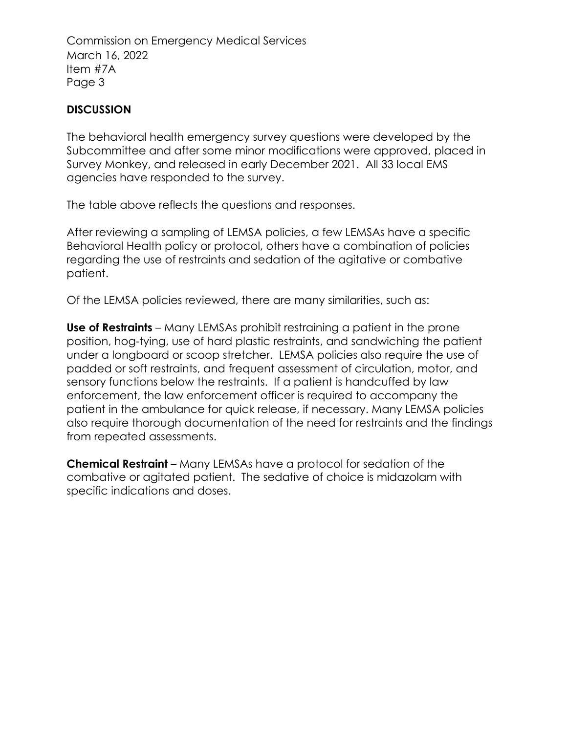## DISCUSSION

The behavioral health emergency survey questions were developed by the Subcommittee and after some minor modifications were approved, placed in Survey Monkey, and released in early December 2021. All 33 local EMS agencies have responded to the survey.

The table above reflects the questions and responses.

After reviewing a sampling of LEMSA policies, a few LEMSAs have a specific Behavioral Health policy or protocol, others have a combination of policies regarding the use of restraints and sedation of the agitative or combative patient.

Of the LEMSA policies reviewed, there are many similarities, such as:

**Use of Restraints** – Many LEMSAs prohibit restraining a patient in the prone position, hog-tying, use of hard plastic restraints, and sandwiching the patient under a longboard or scoop stretcher. LEMSA policies also require the use of padded or soft restraints, and frequent assessment of circulation, motor, and sensory functions below the restraints. If a patient is handcuffed by law enforcement, the law enforcement officer is required to accompany the patient in the ambulance for quick release, if necessary. Many LEMSA policies also require thorough documentation of the need for restraints and the findings from repeated assessments.

**Chemical Restraint** – Many LEMSAs have a protocol for sedation of the combative or agitated patient. The sedative of choice is midazolam with specific indications and doses.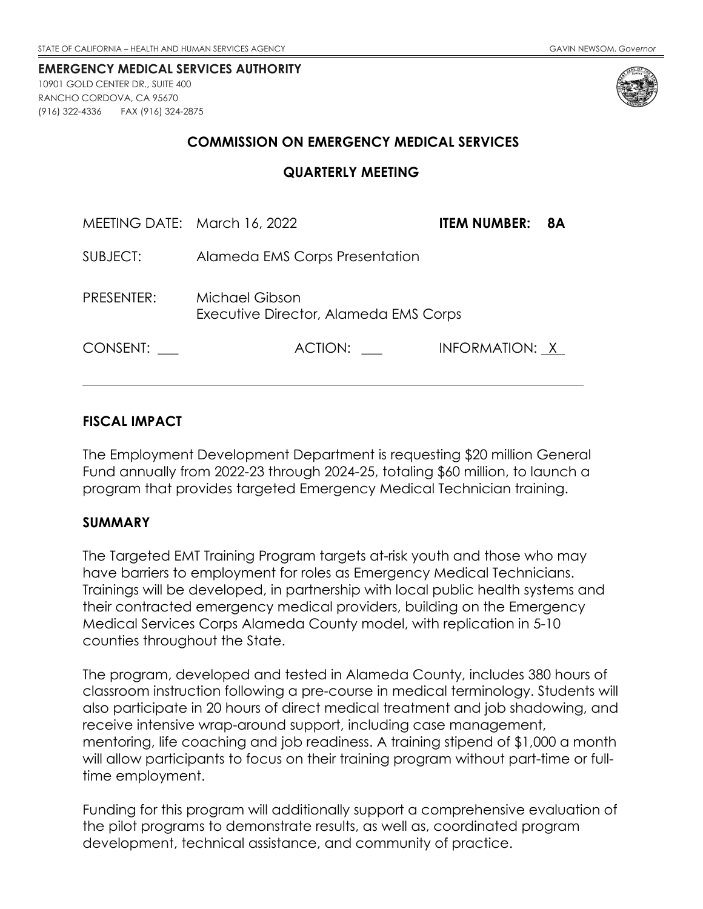STATE OF CALIFORNIA – HEALTH AND HUMAN SERVICES AGENCY GAVIN NEWSOM, *Governor*

**EMERGENCY MEDICAL SERVICES AUTHORITY**
10901 GOLD CENTER DR., SUITE 400
RANCHO CORDOVA, CA 95670
(916) 322-4336 FAX (916) 324-2875

## COMMISSION ON EMERGENCY MEDICAL SERVICES

## QUARTERLY MEETING

MEETING DATE: March 16, 2022 **ITEM NUMBER: 8A**

SUBJECT: Alameda EMS Corps Presentation

PRESENTER: Michael Gibson
Executive Director, Alameda EMS Corps

CONSENT: ___ ACTION: ___ INFORMATION: X

---

**FISCAL IMPACT**

The Employment Development Department is requesting $20 million General Fund annually from 2022-23 through 2024-25, totaling $60 million, to launch a program that provides targeted Emergency Medical Technician training.

**SUMMARY**

The Targeted EMT Training Program targets at-risk youth and those who may have barriers to employment for roles as Emergency Medical Technicians. Trainings will be developed, in partnership with local public health systems and their contracted emergency medical providers, building on the Emergency Medical Services Corps Alameda County model, with replication in 5-10 counties throughout the State.

The program, developed and tested in Alameda County, includes 380 hours of classroom instruction following a pre-course in medical terminology. Students will also participate in 20 hours of direct medical treatment and job shadowing, and receive intensive wrap-around support, including case management, mentoring, life coaching and job readiness. A training stipend of $1,000 a month will allow participants to focus on their training program without part-time or full-time employment.

Funding for this program will additionally support a comprehensive evaluation of the pilot programs to demonstrate results, as well as, coordinated program development, technical assistance, and community of practice.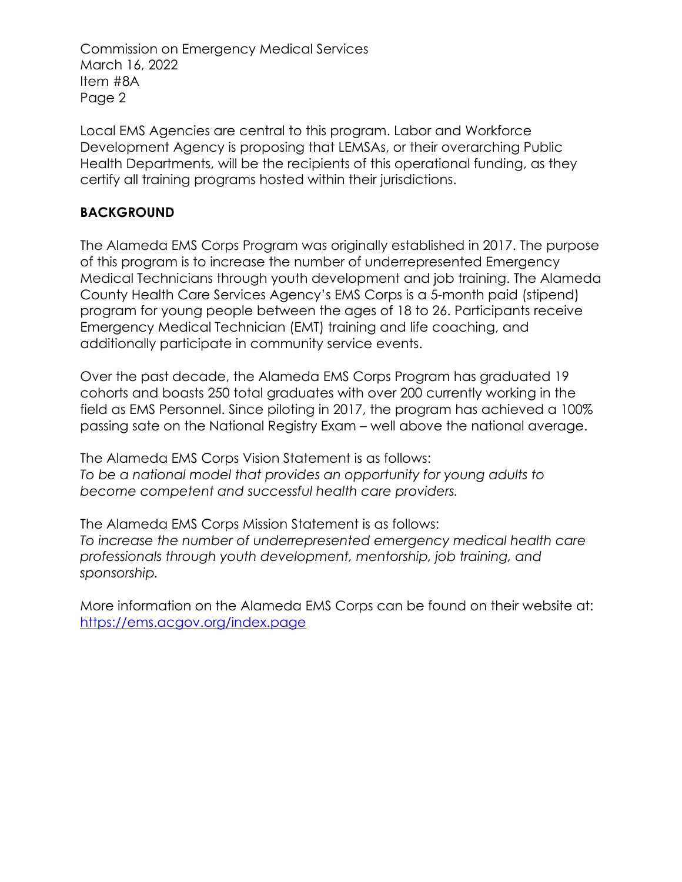Local EMS Agencies are central to this program. Labor and Workforce Development Agency is proposing that LEMSAs, or their overarching Public Health Departments, will be the recipients of this operational funding, as they certify all training programs hosted within their jurisdictions.

## BACKGROUND

The Alameda EMS Corps Program was originally established in 2017. The purpose of this program is to increase the number of underrepresented Emergency Medical Technicians through youth development and job training. The Alameda County Health Care Services Agency's EMS Corps is a 5-month paid (stipend) program for young people between the ages of 18 to 26. Participants receive Emergency Medical Technician (EMT) training and life coaching, and additionally participate in community service events.

Over the past decade, the Alameda EMS Corps Program has graduated 19 cohorts and boasts 250 total graduates with over 200 currently working in the field as EMS Personnel. Since piloting in 2017, the program has achieved a 100% passing sate on the National Registry Exam – well above the national average.

The Alameda EMS Corps Vision Statement is as follows:
*To be a national model that provides an opportunity for young adults to become competent and successful health care providers.*

The Alameda EMS Corps Mission Statement is as follows:
*To increase the number of underrepresented emergency medical health care professionals through youth development, mentorship, job training, and sponsorship.*

More information on the Alameda EMS Corps can be found on their website at: https://ems.acgov.org/index.page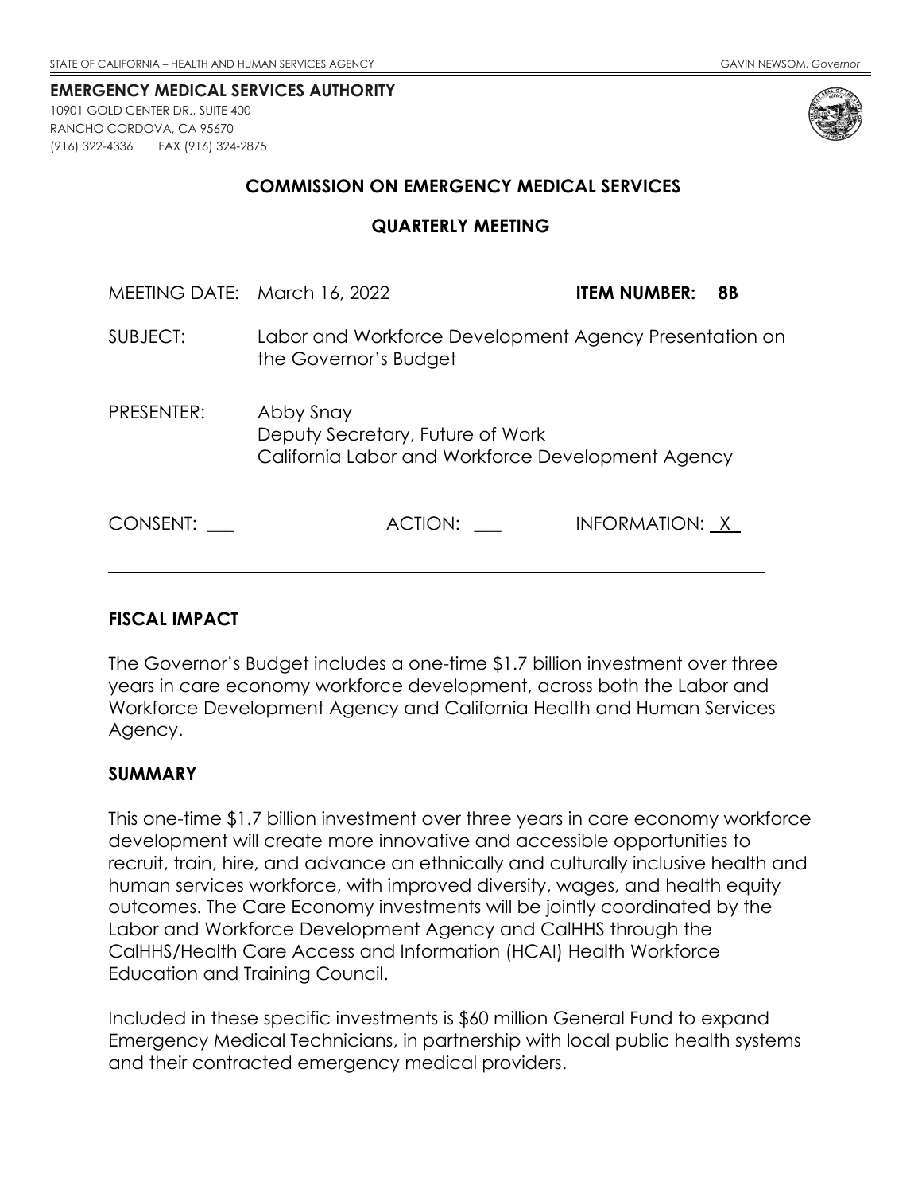STATE OF CALIFORNIA – HEALTH AND HUMAN SERVICES AGENCY GAVIN NEWSOM, *Governor*

**EMERGENCY MEDICAL SERVICES AUTHORITY**
10901 GOLD CENTER DR., SUITE 400
RANCHO CORDOVA, CA 95670
(916) 322-4336 FAX (916) 324-2875

## COMMISSION ON EMERGENCY MEDICAL SERVICES

## QUARTERLY MEETING

MEETING DATE: March 16, 2022 **ITEM NUMBER: 8B**

SUBJECT: Labor and Workforce Development Agency Presentation on the Governor's Budget

PRESENTER: Abby Snay
Deputy Secretary, Future of Work
California Labor and Workforce Development Agency

CONSENT: ___ ACTION: ___ INFORMATION: X

---

### FISCAL IMPACT

The Governor's Budget includes a one-time $1.7 billion investment over three years in care economy workforce development, across both the Labor and Workforce Development Agency and California Health and Human Services Agency.

### SUMMARY

This one-time $1.7 billion investment over three years in care economy workforce development will create more innovative and accessible opportunities to recruit, train, hire, and advance an ethnically and culturally inclusive health and human services workforce, with improved diversity, wages, and health equity outcomes. The Care Economy investments will be jointly coordinated by the Labor and Workforce Development Agency and CalHHS through the CalHHS/Health Care Access and Information (HCAI) Health Workforce Education and Training Council.

Included in these specific investments is $60 million General Fund to expand Emergency Medical Technicians, in partnership with local public health systems and their contracted emergency medical providers.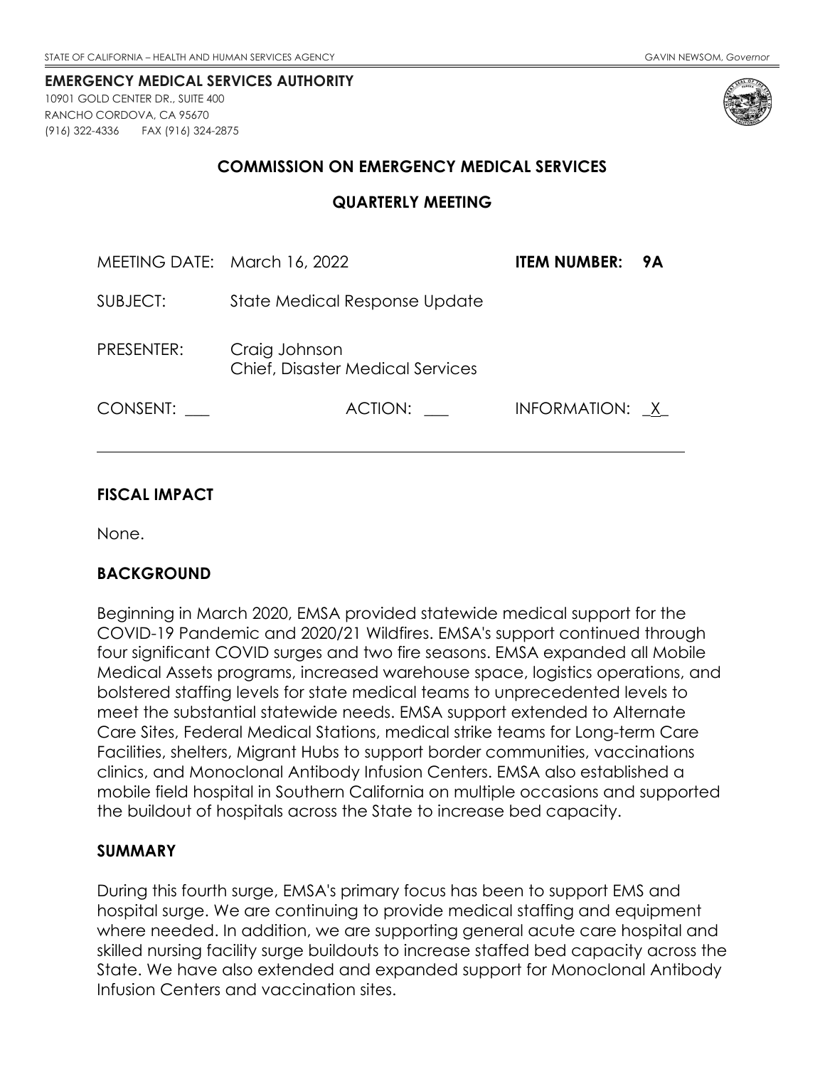STATE OF CALIFORNIA – HEALTH AND HUMAN SERVICES AGENCY GAVIN NEWSOM, *Governor*

**EMERGENCY MEDICAL SERVICES AUTHORITY**
10901 GOLD CENTER DR., SUITE 400
RANCHO CORDOVA, CA 95670
(916) 322-4336 FAX (916) 324-2875

## COMMISSION ON EMERGENCY MEDICAL SERVICES

## QUARTERLY MEETING

MEETING DATE: March 16, 2022 **ITEM NUMBER: 9A**

SUBJECT: State Medical Response Update

PRESENTER: Craig Johnson
Chief, Disaster Medical Services

CONSENT: ___ ACTION: ___ INFORMATION: _X_

---

### FISCAL IMPACT

None.

### BACKGROUND

Beginning in March 2020, EMSA provided statewide medical support for the COVID-19 Pandemic and 2020/21 Wildfires. EMSA's support continued through four significant COVID surges and two fire seasons. EMSA expanded all Mobile Medical Assets programs, increased warehouse space, logistics operations, and bolstered staffing levels for state medical teams to unprecedented levels to meet the substantial statewide needs. EMSA support extended to Alternate Care Sites, Federal Medical Stations, medical strike teams for Long-term Care Facilities, shelters, Migrant Hubs to support border communities, vaccinations clinics, and Monoclonal Antibody Infusion Centers. EMSA also established a mobile field hospital in Southern California on multiple occasions and supported the buildout of hospitals across the State to increase bed capacity.

### SUMMARY

During this fourth surge, EMSA's primary focus has been to support EMS and hospital surge. We are continuing to provide medical staffing and equipment where needed. In addition, we are supporting general acute care hospital and skilled nursing facility surge buildouts to increase staffed bed capacity across the State. We have also extended and expanded support for Monoclonal Antibody Infusion Centers and vaccination sites.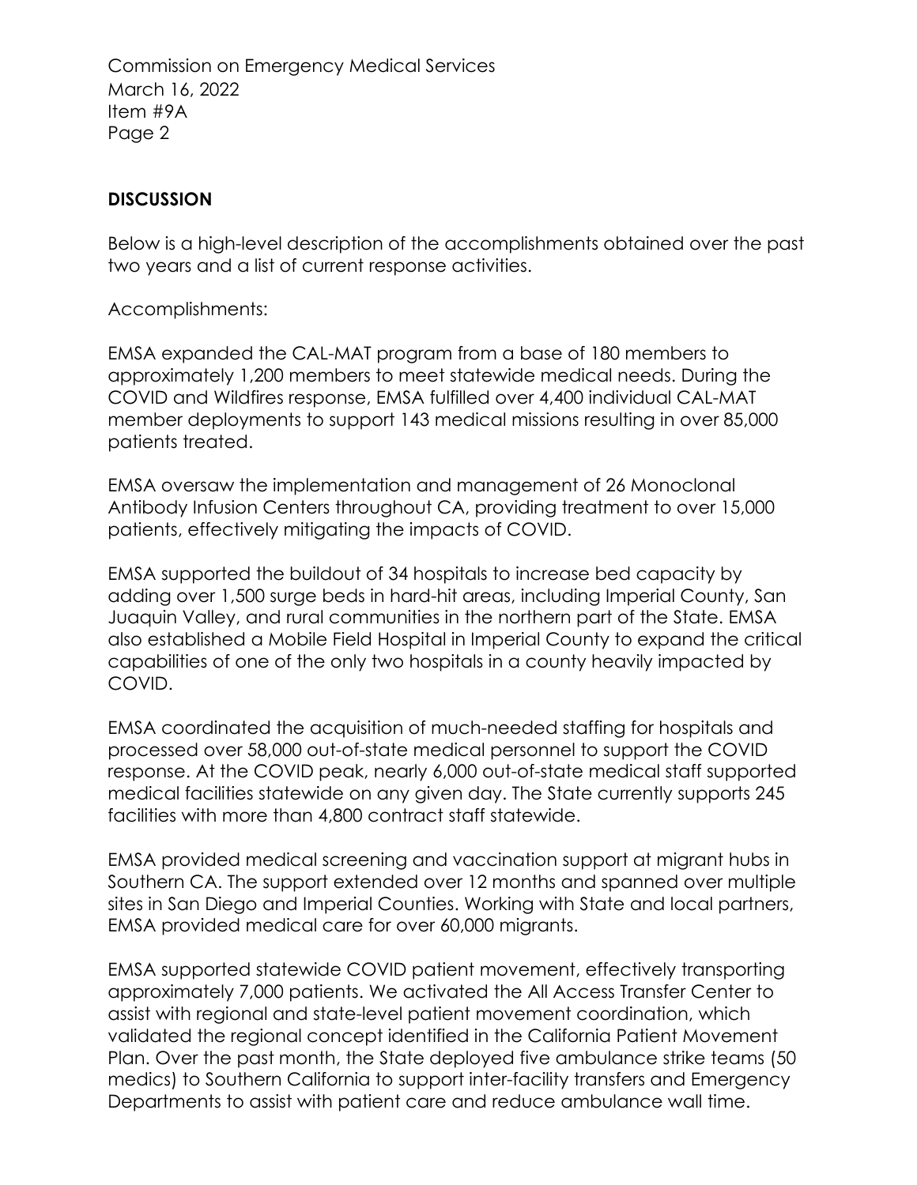## DISCUSSION

Below is a high-level description of the accomplishments obtained over the past two years and a list of current response activities.

Accomplishments:

EMSA expanded the CAL-MAT program from a base of 180 members to approximately 1,200 members to meet statewide medical needs. During the COVID and Wildfires response, EMSA fulfilled over 4,400 individual CAL-MAT member deployments to support 143 medical missions resulting in over 85,000 patients treated.

EMSA oversaw the implementation and management of 26 Monoclonal Antibody Infusion Centers throughout CA, providing treatment to over 15,000 patients, effectively mitigating the impacts of COVID.

EMSA supported the buildout of 34 hospitals to increase bed capacity by adding over 1,500 surge beds in hard-hit areas, including Imperial County, San Juaquin Valley, and rural communities in the northern part of the State. EMSA also established a Mobile Field Hospital in Imperial County to expand the critical capabilities of one of the only two hospitals in a county heavily impacted by COVID.

EMSA coordinated the acquisition of much-needed staffing for hospitals and processed over 58,000 out-of-state medical personnel to support the COVID response. At the COVID peak, nearly 6,000 out-of-state medical staff supported medical facilities statewide on any given day. The State currently supports 245 facilities with more than 4,800 contract staff statewide.

EMSA provided medical screening and vaccination support at migrant hubs in Southern CA. The support extended over 12 months and spanned over multiple sites in San Diego and Imperial Counties. Working with State and local partners, EMSA provided medical care for over 60,000 migrants.

EMSA supported statewide COVID patient movement, effectively transporting approximately 7,000 patients. We activated the All Access Transfer Center to assist with regional and state-level patient movement coordination, which validated the regional concept identified in the California Patient Movement Plan. Over the past month, the State deployed five ambulance strike teams (50 medics) to Southern California to support inter-facility transfers and Emergency Departments to assist with patient care and reduce ambulance wall time.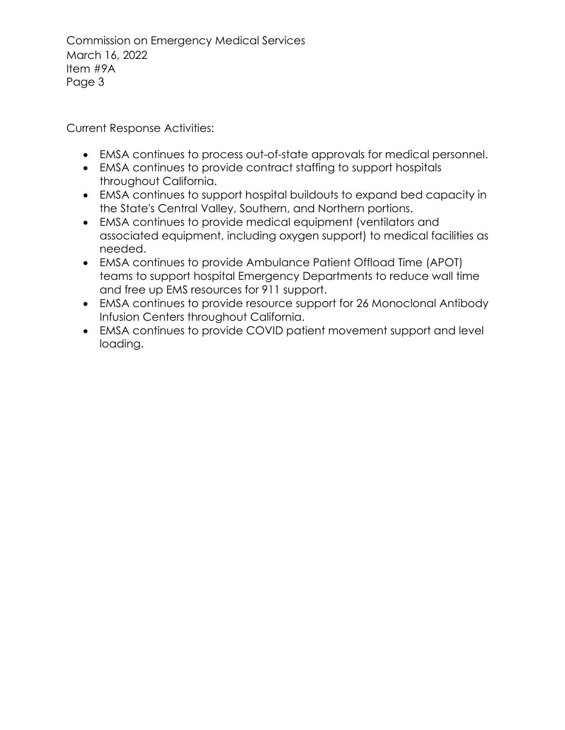Current Response Activities:

- EMSA continues to process out-of-state approvals for medical personnel.
- EMSA continues to provide contract staffing to support hospitals throughout California.
- EMSA continues to support hospital buildouts to expand bed capacity in the State's Central Valley, Southern, and Northern portions.
- EMSA continues to provide medical equipment (ventilators and associated equipment, including oxygen support) to medical facilities as needed.
- EMSA continues to provide Ambulance Patient Offload Time (APOT) teams to support hospital Emergency Departments to reduce wall time and free up EMS resources for 911 support.
- EMSA continues to provide resource support for 26 Monoclonal Antibody Infusion Centers throughout California.
- EMSA continues to provide COVID patient movement support and level loading.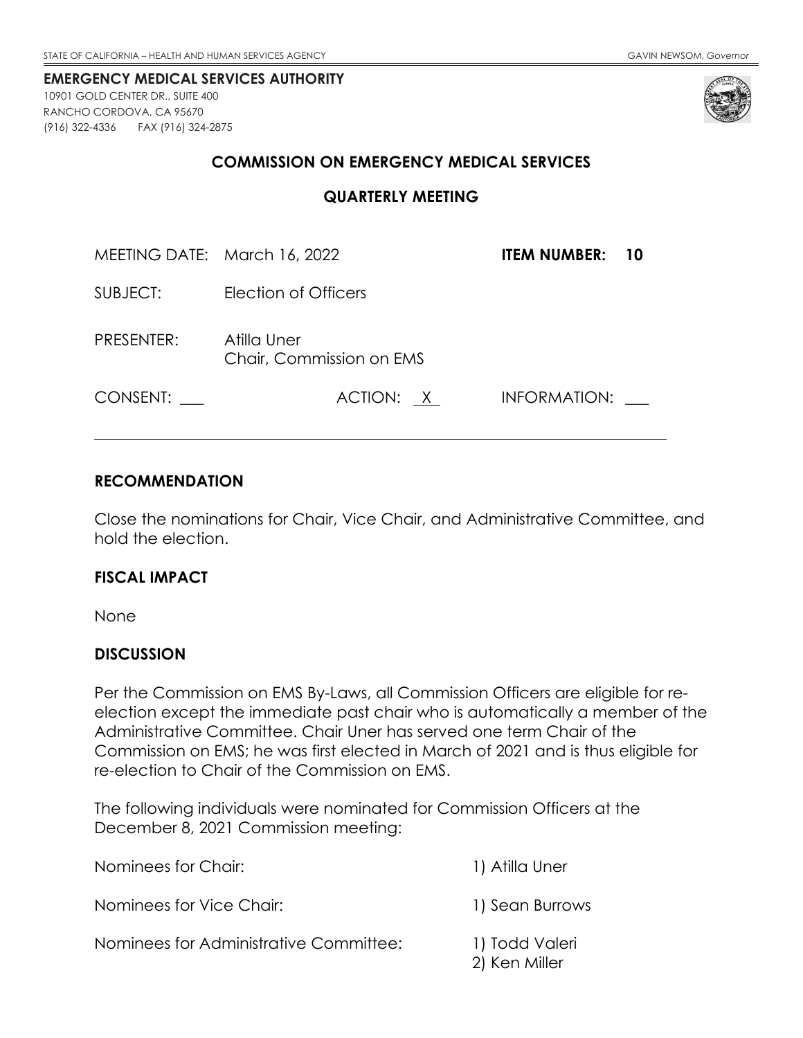STATE OF CALIFORNIA – HEALTH AND HUMAN SERVICES AGENCY GAVIN NEWSOM, *Governor*

**EMERGENCY MEDICAL SERVICES AUTHORITY**
10901 GOLD CENTER DR., SUITE 400
RANCHO CORDOVA, CA 95670
(916) 322-4336 FAX (916) 324-2875

## COMMISSION ON EMERGENCY MEDICAL SERVICES

## QUARTERLY MEETING

MEETING DATE: March 16, 2022 **ITEM NUMBER: 10**

SUBJECT: Election of Officers

PRESENTER: Atilla Uner
Chair, Commission on EMS

CONSENT: ___ ACTION: X INFORMATION: ___

---

### RECOMMENDATION

Close the nominations for Chair, Vice Chair, and Administrative Committee, and hold the election.

### FISCAL IMPACT

None

### DISCUSSION

Per the Commission on EMS By-Laws, all Commission Officers are eligible for re-election except the immediate past chair who is automatically a member of the Administrative Committee. Chair Uner has served one term Chair of the Commission on EMS; he was first elected in March of 2021 and is thus eligible for re-election to Chair of the Commission on EMS.

The following individuals were nominated for Commission Officers at the December 8, 2021 Commission meeting:

| | |
|---|---|
| Nominees for Chair: | 1) Atilla Uner |
| Nominees for Vice Chair: | 1) Sean Burrows |
| Nominees for Administrative Committee: | 1) Todd Valeri<br>2) Ken Miller |